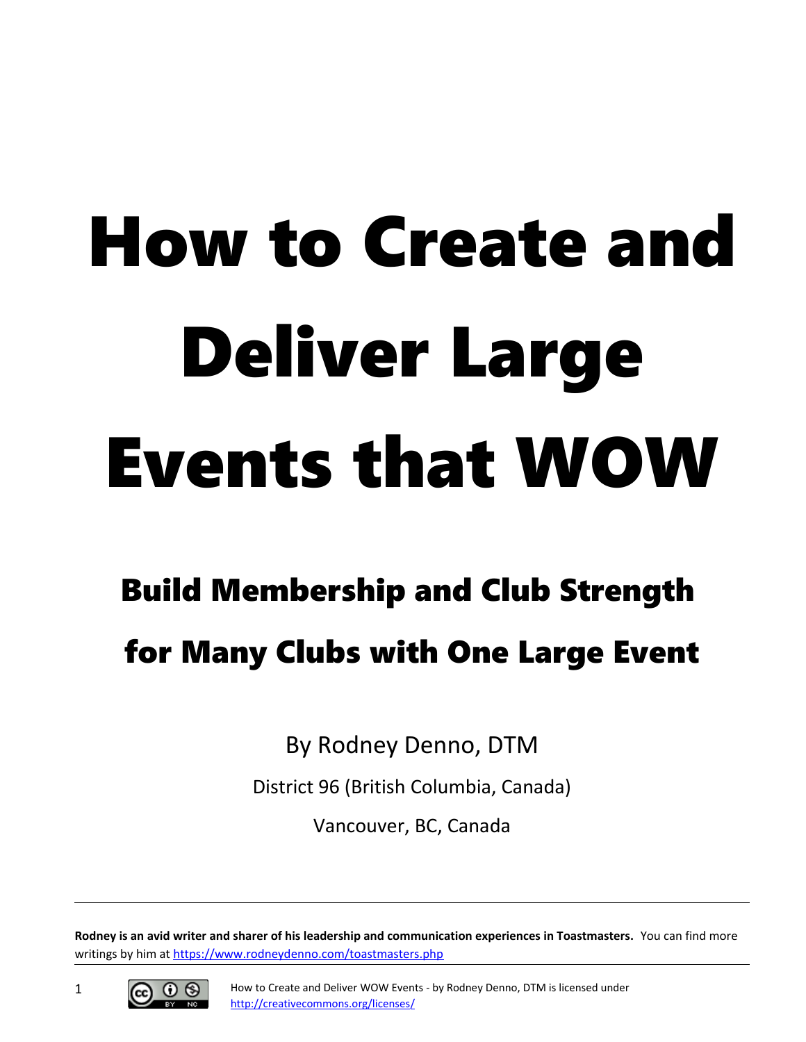# How to Create and Deliver Large Events that WOW

## Build Membership and Club Strength for Many Clubs with One Large Event

By Rodney Denno, DTM

District 96 (British Columbia, Canada)

Vancouver, BC, Canada

---

**Rodney is an avid writer and sharer of his leadership and communication experiences in Toastmasters.** You can find more writings by him at https://www.rodneydenno.com/toastmasters.php

---

How to Create and Deliver WOW Events - by Rodney Denno, DTM is licensed under http://creativecommons.org/licenses/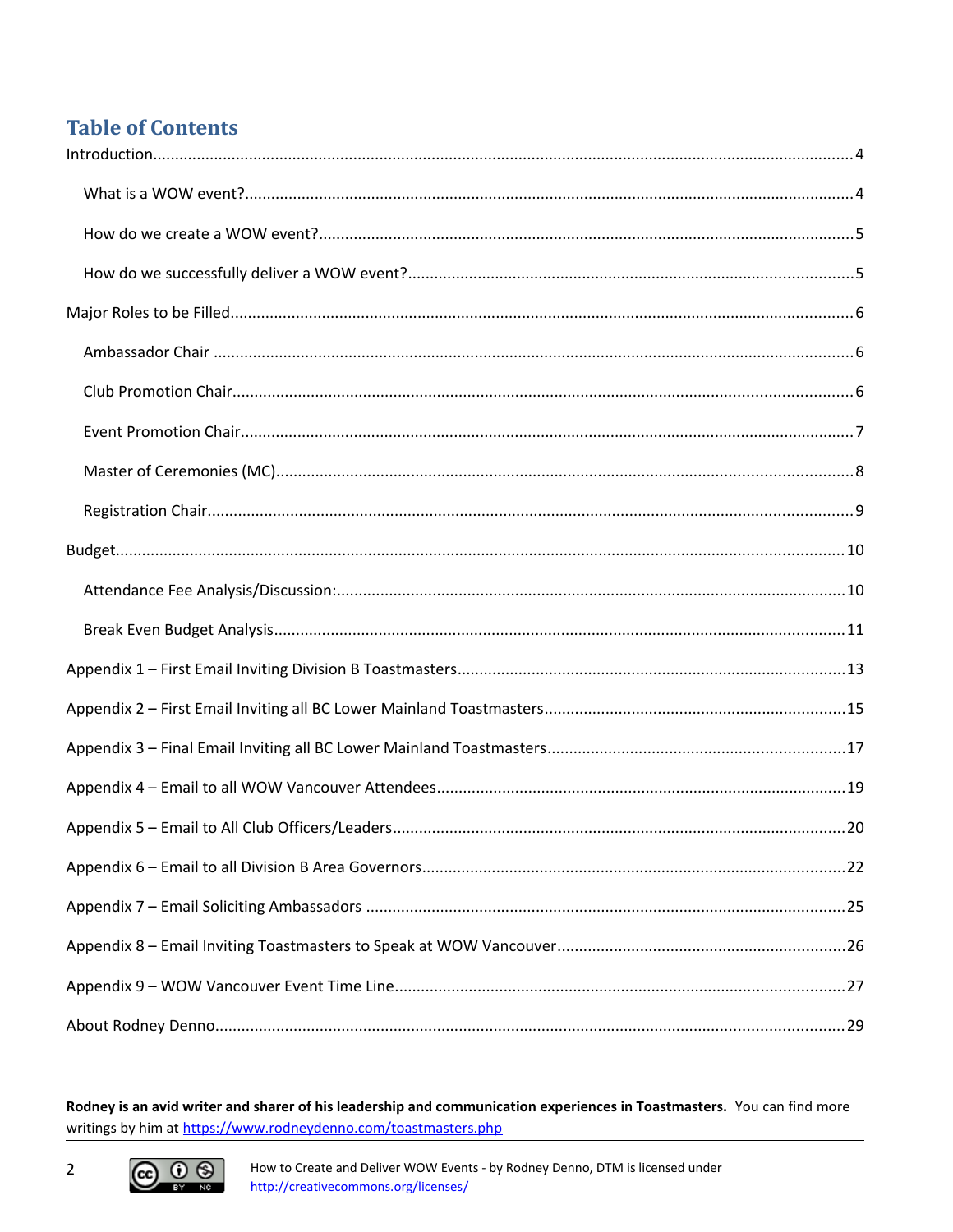# Table of Contents

Introduction....4

- What is a WOW event?....4
- How do we create a WOW event?....5
- How do we successfully deliver a WOW event?....5

Major Roles to be Filled....6

- Ambassador Chair....6
- Club Promotion Chair....6
- Event Promotion Chair....7
- Master of Ceremonies (MC)....8
- Registration Chair....9

Budget....10

- Attendance Fee Analysis/Discussion:....10
- Break Even Budget Analysis....11

Appendix 1 – First Email Inviting Division B Toastmasters....13

Appendix 2 – First Email Inviting all BC Lower Mainland Toastmasters....15

Appendix 3 – Final Email Inviting all BC Lower Mainland Toastmasters....17

Appendix 4 – Email to all WOW Vancouver Attendees....19

Appendix 5 – Email to All Club Officers/Leaders....20

Appendix 6 – Email to all Division B Area Governors....22

Appendix 7 – Email Soliciting Ambassadors....25

Appendix 8 – Email Inviting Toastmasters to Speak at WOW Vancouver....26

Appendix 9 – WOW Vancouver Event Time Line....27

About Rodney Denno....29

**Rodney is an avid writer and sharer of his leadership and communication experiences in Toastmasters.** You can find more writings by him at https://www.rodneydenno.com/toastmasters.php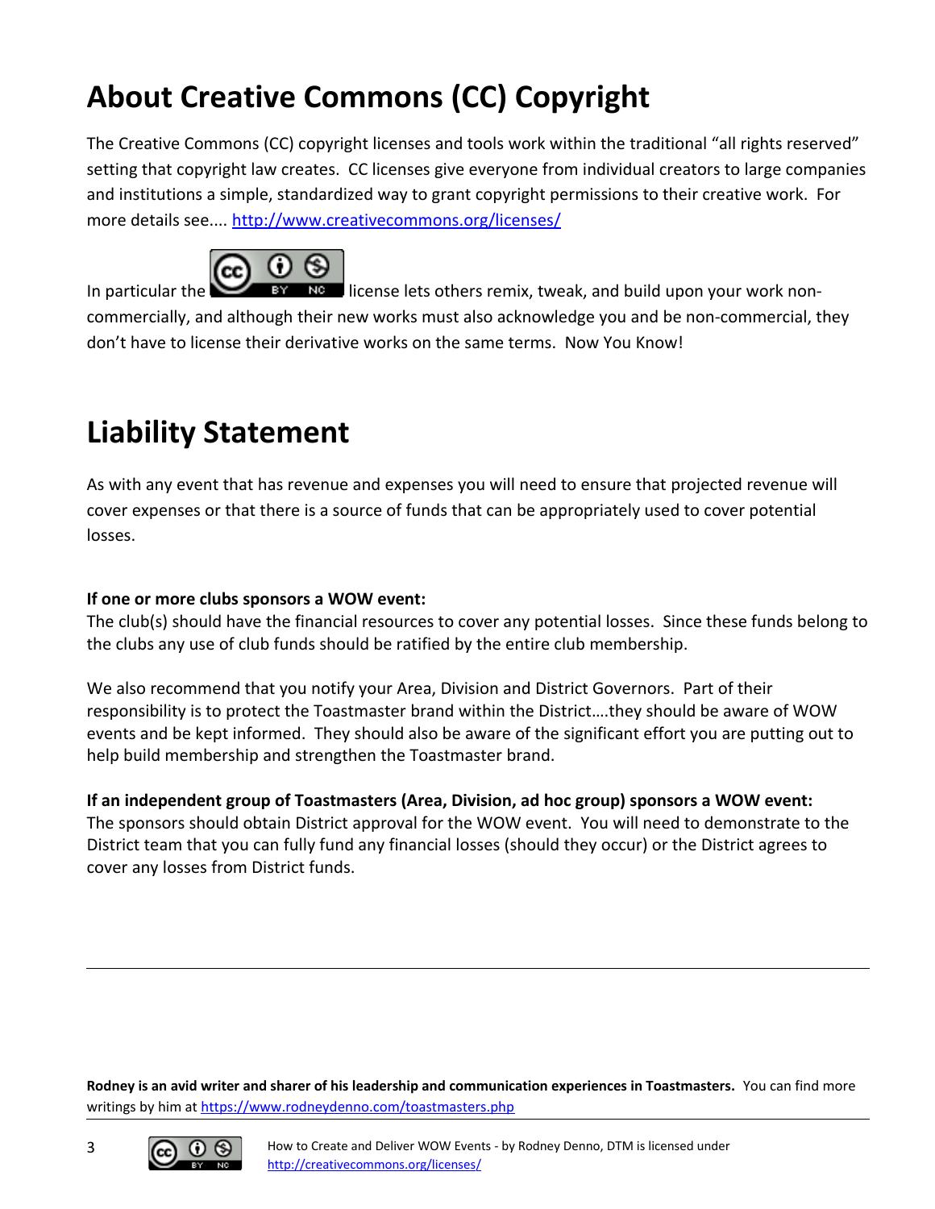# About Creative Commons (CC) Copyright

The Creative Commons (CC) copyright licenses and tools work within the traditional "all rights reserved" setting that copyright law creates. CC licenses give everyone from individual creators to large companies and institutions a simple, standardized way to grant copyright permissions to their creative work. For more details see.... http://www.creativecommons.org/licenses/

In particular the license lets others remix, tweak, and build upon your work non-commercially, and although their new works must also acknowledge you and be non-commercial, they don't have to license their derivative works on the same terms. Now You Know!

# Liability Statement

As with any event that has revenue and expenses you will need to ensure that projected revenue will cover expenses or that there is a source of funds that can be appropriately used to cover potential losses.

**If one or more clubs sponsors a WOW event:**
The club(s) should have the financial resources to cover any potential losses. Since these funds belong to the clubs any use of club funds should be ratified by the entire club membership.

We also recommend that you notify your Area, Division and District Governors. Part of their responsibility is to protect the Toastmaster brand within the District….they should be aware of WOW events and be kept informed. They should also be aware of the significant effort you are putting out to help build membership and strengthen the Toastmaster brand.

**If an independent group of Toastmasters (Area, Division, ad hoc group) sponsors a WOW event:**
The sponsors should obtain District approval for the WOW event. You will need to demonstrate to the District team that you can fully fund any financial losses (should they occur) or the District agrees to cover any losses from District funds.

---

**Rodney is an avid writer and sharer of his leadership and communication experiences in Toastmasters.** You can find more writings by him at https://www.rodneydenno.com/toastmasters.php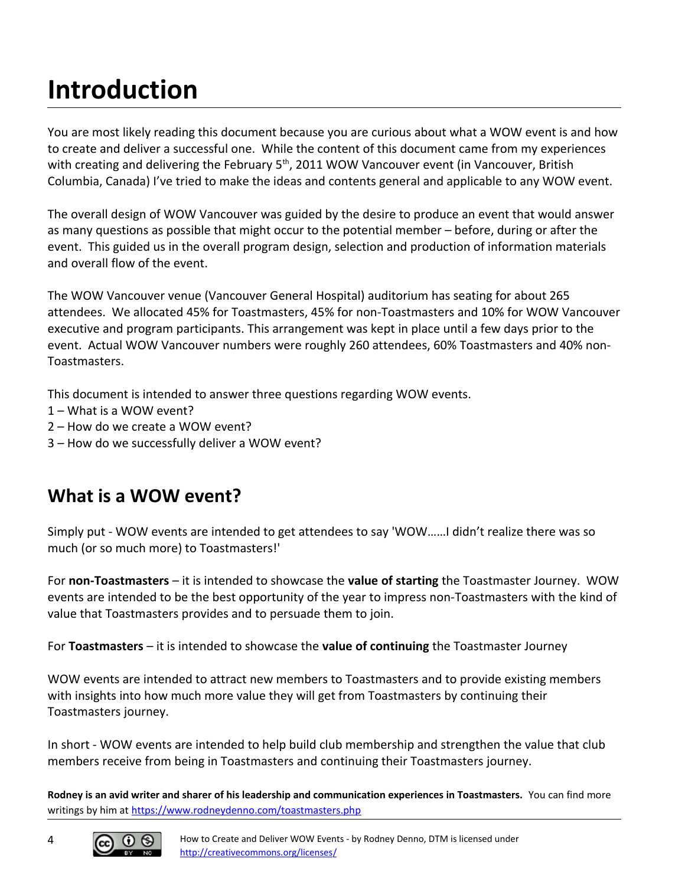# Introduction

You are most likely reading this document because you are curious about what a WOW event is and how to create and deliver a successful one. While the content of this document came from my experiences with creating and delivering the February 5th, 2011 WOW Vancouver event (in Vancouver, British Columbia, Canada) I've tried to make the ideas and contents general and applicable to any WOW event.

The overall design of WOW Vancouver was guided by the desire to produce an event that would answer as many questions as possible that might occur to the potential member – before, during or after the event. This guided us in the overall program design, selection and production of information materials and overall flow of the event.

The WOW Vancouver venue (Vancouver General Hospital) auditorium has seating for about 265 attendees. We allocated 45% for Toastmasters, 45% for non-Toastmasters and 10% for WOW Vancouver executive and program participants. This arrangement was kept in place until a few days prior to the event. Actual WOW Vancouver numbers were roughly 260 attendees, 60% Toastmasters and 40% non-Toastmasters.

This document is intended to answer three questions regarding WOW events.
1 – What is a WOW event?
2 – How do we create a WOW event?
3 – How do we successfully deliver a WOW event?

## What is a WOW event?

Simply put - WOW events are intended to get attendees to say 'WOW……I didn't realize there was so much (or so much more) to Toastmasters!'

For **non-Toastmasters** – it is intended to showcase the **value of starting** the Toastmaster Journey. WOW events are intended to be the best opportunity of the year to impress non-Toastmasters with the kind of value that Toastmasters provides and to persuade them to join.

For **Toastmasters** – it is intended to showcase the **value of continuing** the Toastmaster Journey

WOW events are intended to attract new members to Toastmasters and to provide existing members with insights into how much more value they will get from Toastmasters by continuing their Toastmasters journey.

In short - WOW events are intended to help build club membership and strengthen the value that club members receive from being in Toastmasters and continuing their Toastmasters journey.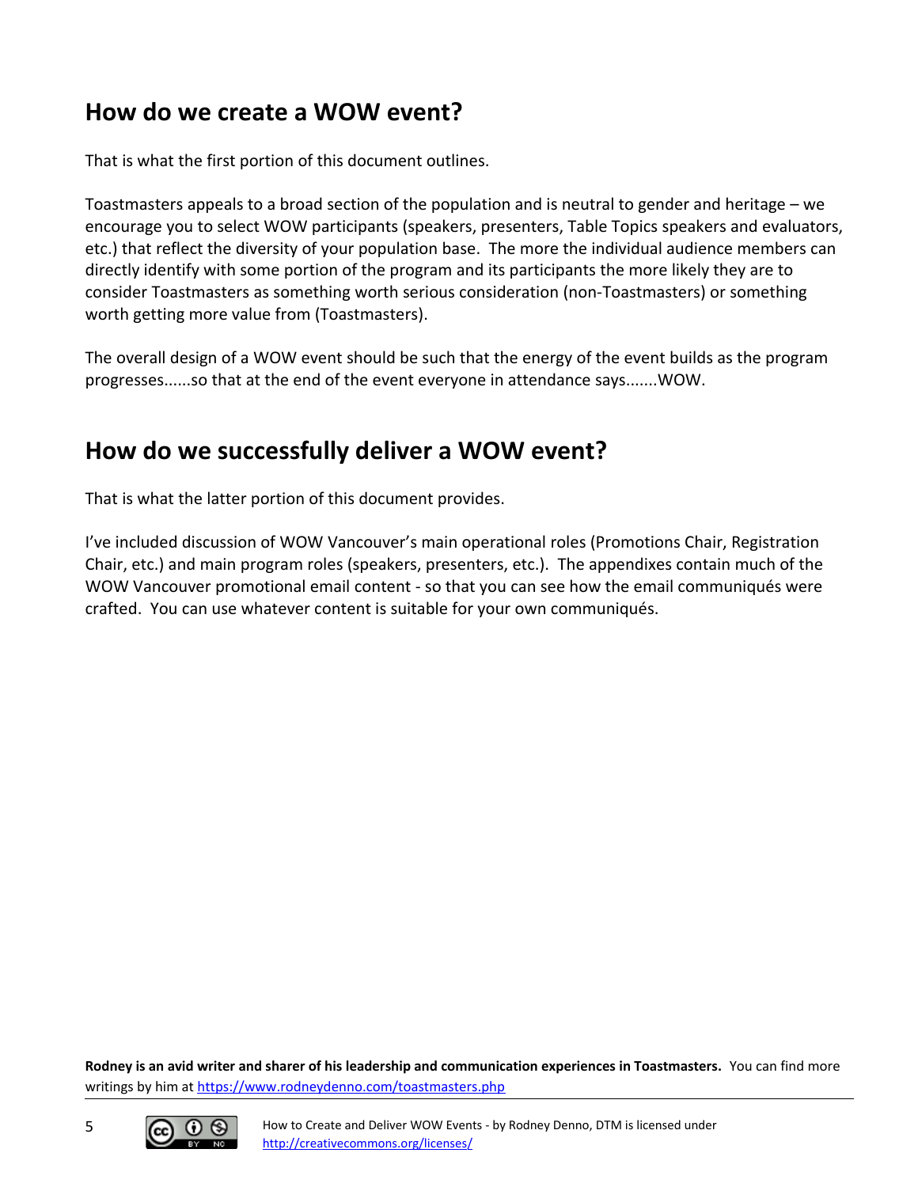## How do we create a WOW event?

That is what the first portion of this document outlines.

Toastmasters appeals to a broad section of the population and is neutral to gender and heritage – we encourage you to select WOW participants (speakers, presenters, Table Topics speakers and evaluators, etc.) that reflect the diversity of your population base. The more the individual audience members can directly identify with some portion of the program and its participants the more likely they are to consider Toastmasters as something worth serious consideration (non-Toastmasters) or something worth getting more value from (Toastmasters).

The overall design of a WOW event should be such that the energy of the event builds as the program progresses......so that at the end of the event everyone in attendance says.......WOW.

## How do we successfully deliver a WOW event?

That is what the latter portion of this document provides.

I've included discussion of WOW Vancouver's main operational roles (Promotions Chair, Registration Chair, etc.) and main program roles (speakers, presenters, etc.). The appendixes contain much of the WOW Vancouver promotional email content - so that you can see how the email communiqués were crafted. You can use whatever content is suitable for your own communiqués.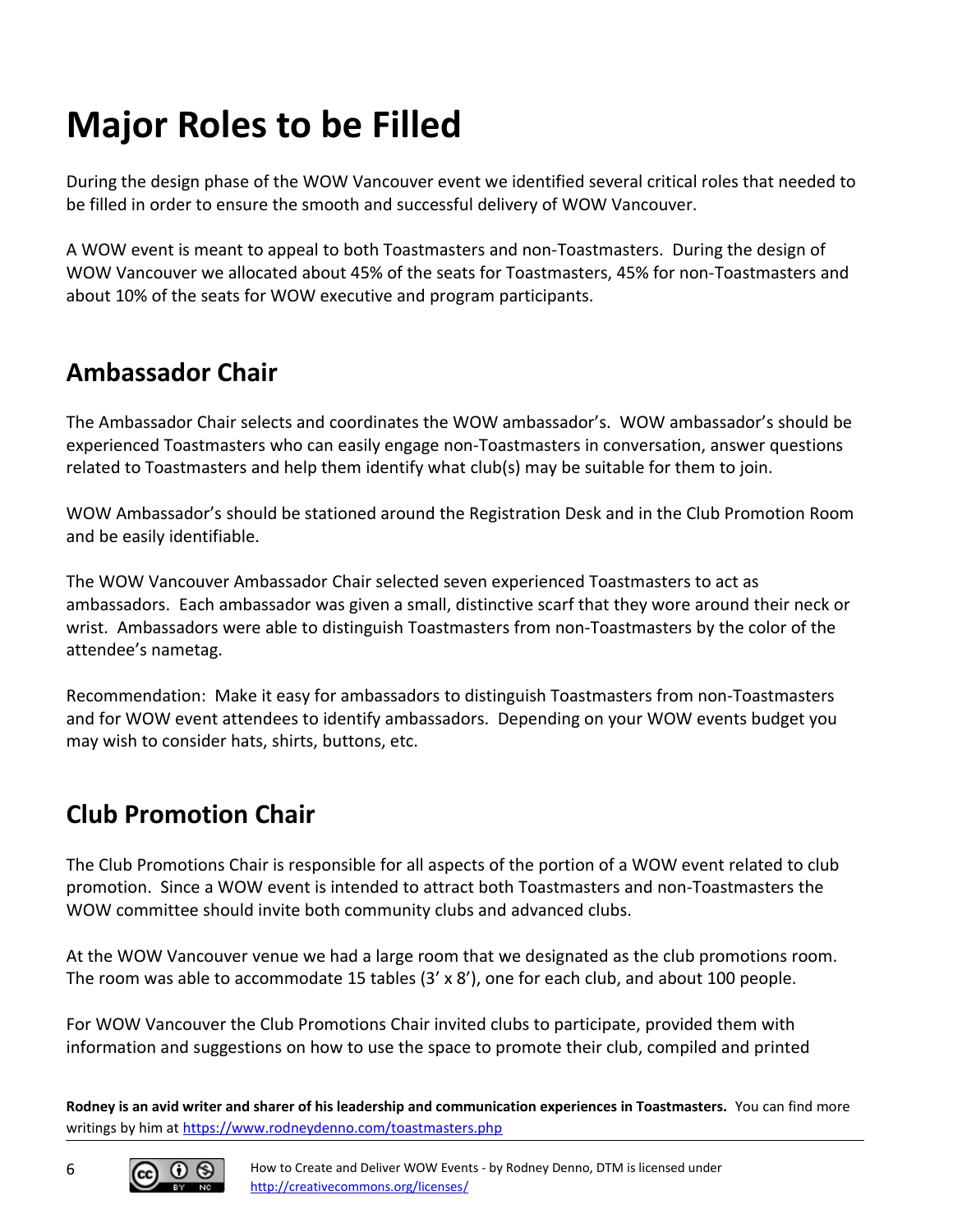# Major Roles to be Filled

During the design phase of the WOW Vancouver event we identified several critical roles that needed to be filled in order to ensure the smooth and successful delivery of WOW Vancouver.

A WOW event is meant to appeal to both Toastmasters and non-Toastmasters. During the design of WOW Vancouver we allocated about 45% of the seats for Toastmasters, 45% for non-Toastmasters and about 10% of the seats for WOW executive and program participants.

## Ambassador Chair

The Ambassador Chair selects and coordinates the WOW ambassador's. WOW ambassador's should be experienced Toastmasters who can easily engage non-Toastmasters in conversation, answer questions related to Toastmasters and help them identify what club(s) may be suitable for them to join.

WOW Ambassador's should be stationed around the Registration Desk and in the Club Promotion Room and be easily identifiable.

The WOW Vancouver Ambassador Chair selected seven experienced Toastmasters to act as ambassadors. Each ambassador was given a small, distinctive scarf that they wore around their neck or wrist. Ambassadors were able to distinguish Toastmasters from non-Toastmasters by the color of the attendee's nametag.

Recommendation: Make it easy for ambassadors to distinguish Toastmasters from non-Toastmasters and for WOW event attendees to identify ambassadors. Depending on your WOW events budget you may wish to consider hats, shirts, buttons, etc.

## Club Promotion Chair

The Club Promotions Chair is responsible for all aspects of the portion of a WOW event related to club promotion. Since a WOW event is intended to attract both Toastmasters and non-Toastmasters the WOW committee should invite both community clubs and advanced clubs.

At the WOW Vancouver venue we had a large room that we designated as the club promotions room. The room was able to accommodate 15 tables (3' x 8'), one for each club, and about 100 people.

For WOW Vancouver the Club Promotions Chair invited clubs to participate, provided them with information and suggestions on how to use the space to promote their club, compiled and printed

**Rodney is an avid writer and sharer of his leadership and communication experiences in Toastmasters.** You can find more writings by him at https://www.rodneydenno.com/toastmasters.php

How to Create and Deliver WOW Events - by Rodney Denno, DTM is licensed under http://creativecommons.org/licenses/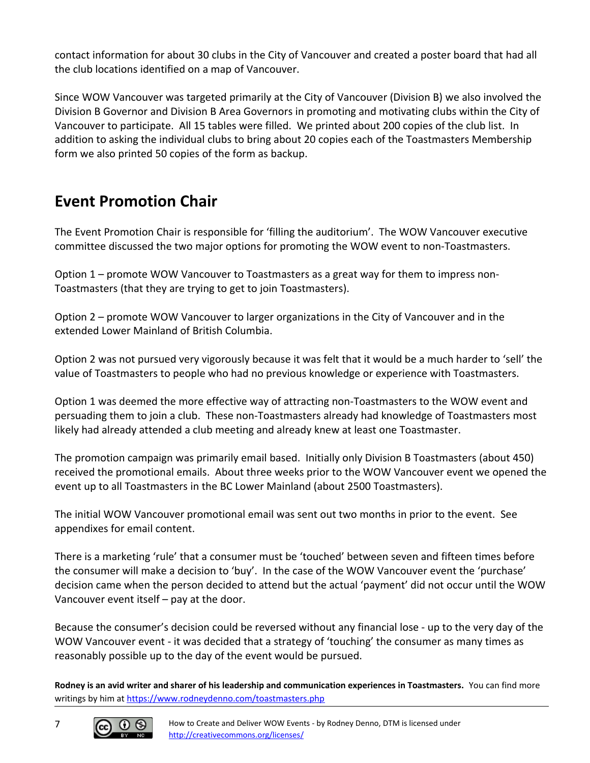contact information for about 30 clubs in the City of Vancouver and created a poster board that had all the club locations identified on a map of Vancouver.

Since WOW Vancouver was targeted primarily at the City of Vancouver (Division B) we also involved the Division B Governor and Division B Area Governors in promoting and motivating clubs within the City of Vancouver to participate. All 15 tables were filled. We printed about 200 copies of the club list. In addition to asking the individual clubs to bring about 20 copies each of the Toastmasters Membership form we also printed 50 copies of the form as backup.

## Event Promotion Chair

The Event Promotion Chair is responsible for 'filling the auditorium'. The WOW Vancouver executive committee discussed the two major options for promoting the WOW event to non-Toastmasters.

Option 1 – promote WOW Vancouver to Toastmasters as a great way for them to impress non-Toastmasters (that they are trying to get to join Toastmasters).

Option 2 – promote WOW Vancouver to larger organizations in the City of Vancouver and in the extended Lower Mainland of British Columbia.

Option 2 was not pursued very vigorously because it was felt that it would be a much harder to 'sell' the value of Toastmasters to people who had no previous knowledge or experience with Toastmasters.

Option 1 was deemed the more effective way of attracting non-Toastmasters to the WOW event and persuading them to join a club. These non-Toastmasters already had knowledge of Toastmasters most likely had already attended a club meeting and already knew at least one Toastmaster.

The promotion campaign was primarily email based. Initially only Division B Toastmasters (about 450) received the promotional emails. About three weeks prior to the WOW Vancouver event we opened the event up to all Toastmasters in the BC Lower Mainland (about 2500 Toastmasters).

The initial WOW Vancouver promotional email was sent out two months in prior to the event. See appendixes for email content.

There is a marketing 'rule' that a consumer must be 'touched' between seven and fifteen times before the consumer will make a decision to 'buy'. In the case of the WOW Vancouver event the 'purchase' decision came when the person decided to attend but the actual 'payment' did not occur until the WOW Vancouver event itself – pay at the door.

Because the consumer's decision could be reversed without any financial lose - up to the very day of the WOW Vancouver event - it was decided that a strategy of 'touching' the consumer as many times as reasonably possible up to the day of the event would be pursued.

**Rodney is an avid writer and sharer of his leadership and communication experiences in Toastmasters.** You can find more writings by him at https://www.rodneydenno.com/toastmasters.php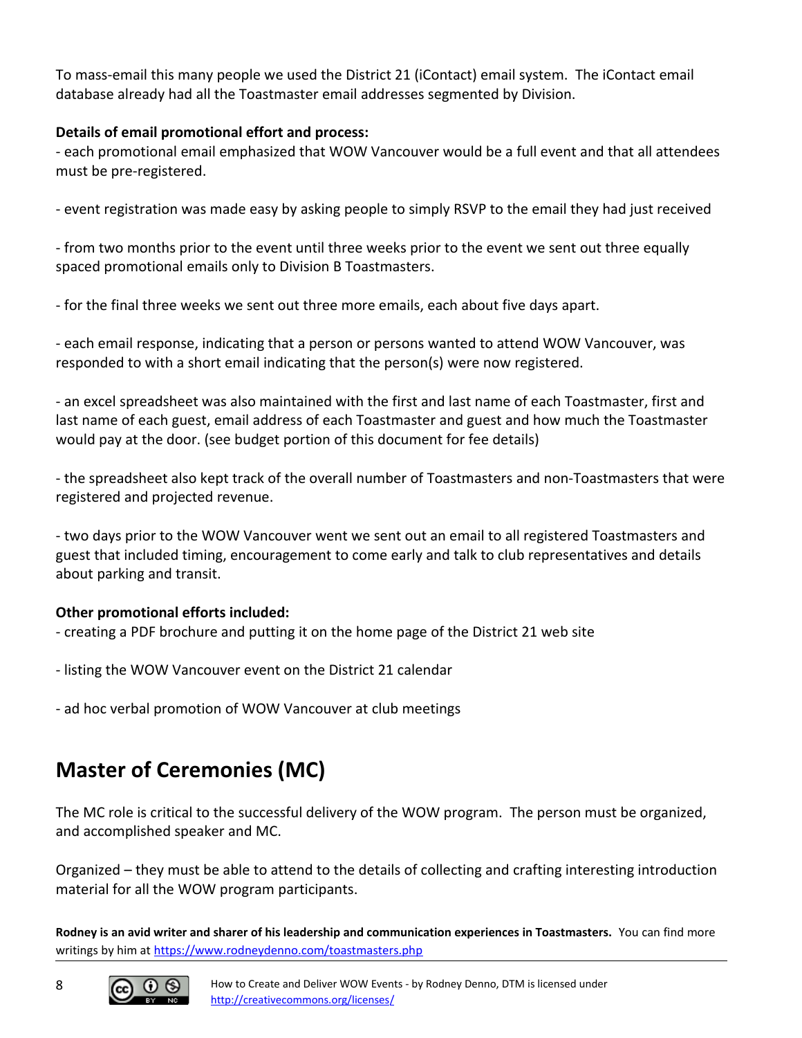To mass-email this many people we used the District 21 (iContact) email system. The iContact email database already had all the Toastmaster email addresses segmented by Division.

**Details of email promotional effort and process:**

- each promotional email emphasized that WOW Vancouver would be a full event and that all attendees must be pre-registered.

- event registration was made easy by asking people to simply RSVP to the email they had just received

- from two months prior to the event until three weeks prior to the event we sent out three equally spaced promotional emails only to Division B Toastmasters.

- for the final three weeks we sent out three more emails, each about five days apart.

- each email response, indicating that a person or persons wanted to attend WOW Vancouver, was responded to with a short email indicating that the person(s) were now registered.

- an excel spreadsheet was also maintained with the first and last name of each Toastmaster, first and last name of each guest, email address of each Toastmaster and guest and how much the Toastmaster would pay at the door. (see budget portion of this document for fee details)

- the spreadsheet also kept track of the overall number of Toastmasters and non-Toastmasters that were registered and projected revenue.

- two days prior to the WOW Vancouver went we sent out an email to all registered Toastmasters and guest that included timing, encouragement to come early and talk to club representatives and details about parking and transit.

**Other promotional efforts included:**

- creating a PDF brochure and putting it on the home page of the District 21 web site

- listing the WOW Vancouver event on the District 21 calendar

- ad hoc verbal promotion of WOW Vancouver at club meetings

## Master of Ceremonies (MC)

The MC role is critical to the successful delivery of the WOW program. The person must be organized, and accomplished speaker and MC.

Organized – they must be able to attend to the details of collecting and crafting interesting introduction material for all the WOW program participants.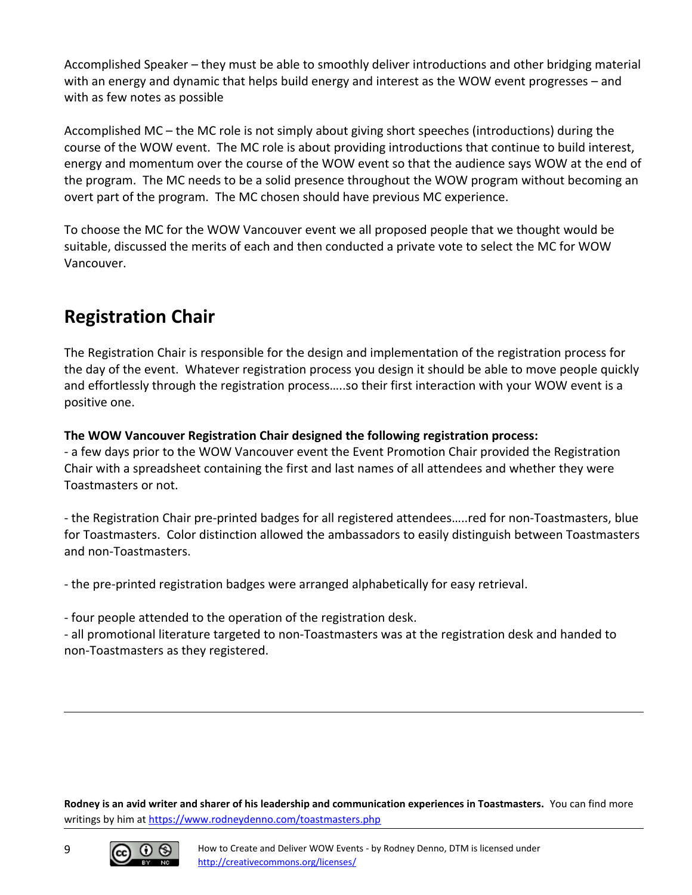Accomplished Speaker – they must be able to smoothly deliver introductions and other bridging material with an energy and dynamic that helps build energy and interest as the WOW event progresses – and with as few notes as possible

Accomplished MC – the MC role is not simply about giving short speeches (introductions) during the course of the WOW event. The MC role is about providing introductions that continue to build interest, energy and momentum over the course of the WOW event so that the audience says WOW at the end of the program. The MC needs to be a solid presence throughout the WOW program without becoming an overt part of the program. The MC chosen should have previous MC experience.

To choose the MC for the WOW Vancouver event we all proposed people that we thought would be suitable, discussed the merits of each and then conducted a private vote to select the MC for WOW Vancouver.

## Registration Chair

The Registration Chair is responsible for the design and implementation of the registration process for the day of the event. Whatever registration process you design it should be able to move people quickly and effortlessly through the registration process…..so their first interaction with your WOW event is a positive one.

**The WOW Vancouver Registration Chair designed the following registration process:**

- a few days prior to the WOW Vancouver event the Event Promotion Chair provided the Registration Chair with a spreadsheet containing the first and last names of all attendees and whether they were Toastmasters or not.

- the Registration Chair pre-printed badges for all registered attendees…..red for non-Toastmasters, blue for Toastmasters. Color distinction allowed the ambassadors to easily distinguish between Toastmasters and non-Toastmasters.

- the pre-printed registration badges were arranged alphabetically for easy retrieval.

- four people attended to the operation of the registration desk.
- all promotional literature targeted to non-Toastmasters was at the registration desk and handed to non-Toastmasters as they registered.

---

**Rodney is an avid writer and sharer of his leadership and communication experiences in Toastmasters.** You can find more writings by him at https://www.rodneydenno.com/toastmasters.php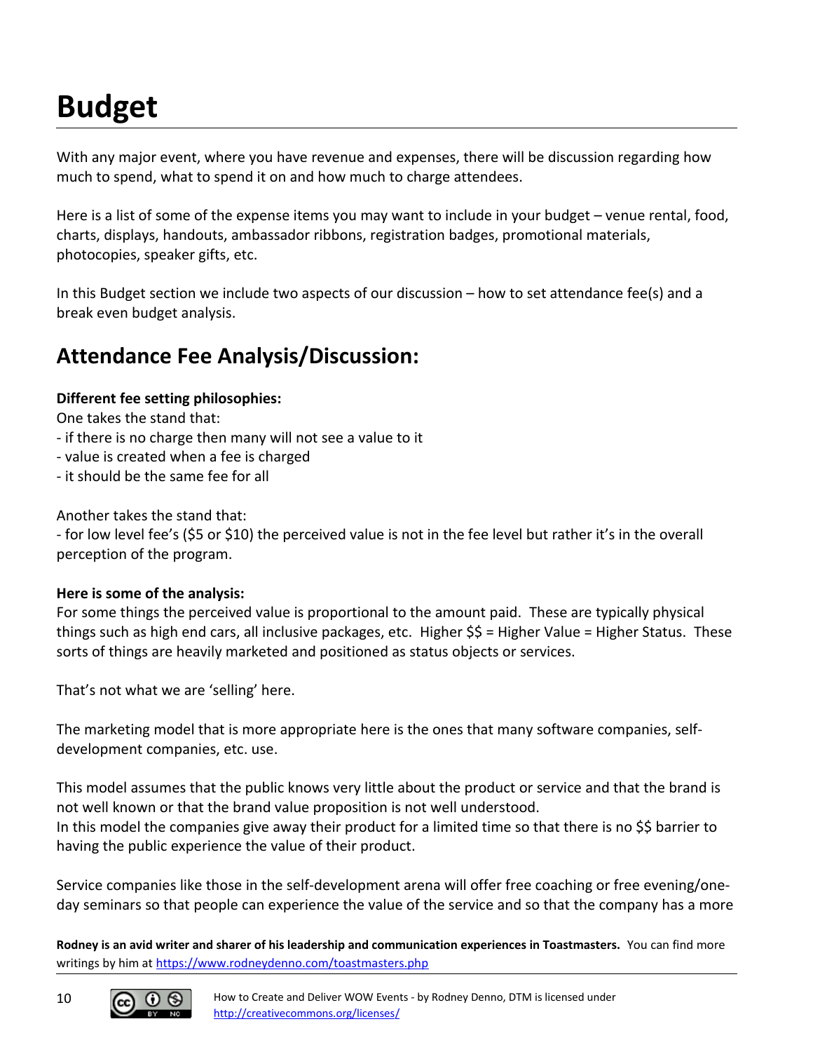# Budget

With any major event, where you have revenue and expenses, there will be discussion regarding how much to spend, what to spend it on and how much to charge attendees.

Here is a list of some of the expense items you may want to include in your budget – venue rental, food, charts, displays, handouts, ambassador ribbons, registration badges, promotional materials, photocopies, speaker gifts, etc.

In this Budget section we include two aspects of our discussion – how to set attendance fee(s) and a break even budget analysis.

## Attendance Fee Analysis/Discussion:

**Different fee setting philosophies:**

One takes the stand that:
- if there is no charge then many will not see a value to it
- value is created when a fee is charged
- it should be the same fee for all

Another takes the stand that:
- for low level fee's ($5 or $10) the perceived value is not in the fee level but rather it's in the overall perception of the program.

**Here is some of the analysis:**

For some things the perceived value is proportional to the amount paid. These are typically physical things such as high end cars, all inclusive packages, etc. Higher $$ = Higher Value = Higher Status. These sorts of things are heavily marketed and positioned as status objects or services.

That's not what we are 'selling' here.

The marketing model that is more appropriate here is the ones that many software companies, self-development companies, etc. use.

This model assumes that the public knows very little about the product or service and that the brand is not well known or that the brand value proposition is not well understood.
In this model the companies give away their product for a limited time so that there is no $$ barrier to having the public experience the value of their product.

Service companies like those in the self-development arena will offer free coaching or free evening/one-day seminars so that people can experience the value of the service and so that the company has a more

**Rodney is an avid writer and sharer of his leadership and communication experiences in Toastmasters.** You can find more writings by him at https://www.rodneydenno.com/toastmasters.php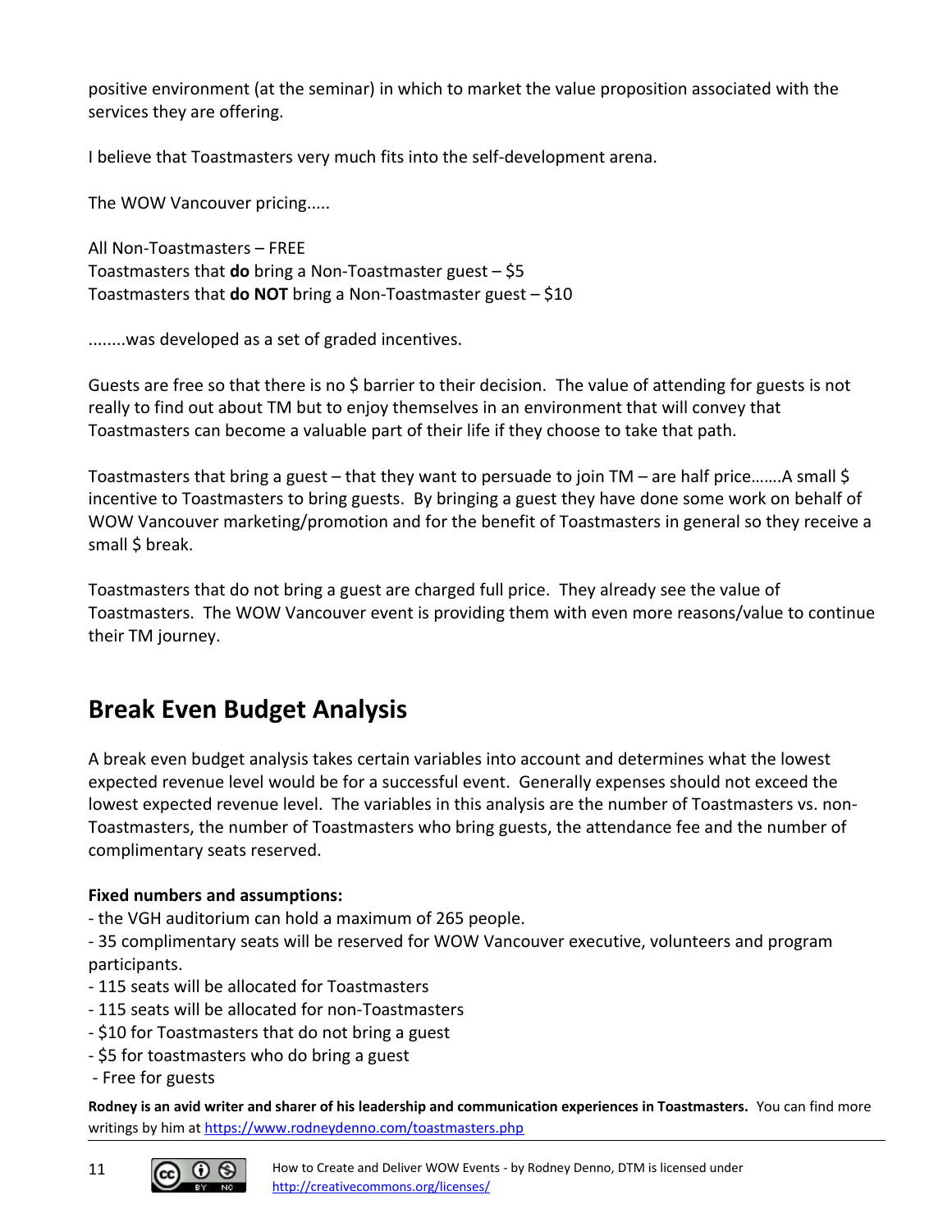positive environment (at the seminar) in which to market the value proposition associated with the services they are offering.

I believe that Toastmasters very much fits into the self-development arena.

The WOW Vancouver pricing.....

All Non-Toastmasters – FREE
Toastmasters that **do** bring a Non-Toastmaster guest – $5
Toastmasters that **do NOT** bring a Non-Toastmaster guest – $10

........was developed as a set of graded incentives.

Guests are free so that there is no $ barrier to their decision. The value of attending for guests is not really to find out about TM but to enjoy themselves in an environment that will convey that Toastmasters can become a valuable part of their life if they choose to take that path.

Toastmasters that bring a guest – that they want to persuade to join TM – are half price…….A small $ incentive to Toastmasters to bring guests. By bringing a guest they have done some work on behalf of WOW Vancouver marketing/promotion and for the benefit of Toastmasters in general so they receive a small $ break.

Toastmasters that do not bring a guest are charged full price. They already see the value of Toastmasters. The WOW Vancouver event is providing them with even more reasons/value to continue their TM journey.

## Break Even Budget Analysis

A break even budget analysis takes certain variables into account and determines what the lowest expected revenue level would be for a successful event. Generally expenses should not exceed the lowest expected revenue level. The variables in this analysis are the number of Toastmasters vs. non-Toastmasters, the number of Toastmasters who bring guests, the attendance fee and the number of complimentary seats reserved.

**Fixed numbers and assumptions:**

- the VGH auditorium can hold a maximum of 265 people.
- 35 complimentary seats will be reserved for WOW Vancouver executive, volunteers and program participants.
- 115 seats will be allocated for Toastmasters
- 115 seats will be allocated for non-Toastmasters
- $10 for Toastmasters that do not bring a guest
- $5 for toastmasters who do bring a guest
- Free for guests

**Rodney is an avid writer and sharer of his leadership and communication experiences in Toastmasters.** You can find more writings by him at https://www.rodneydenno.com/toastmasters.php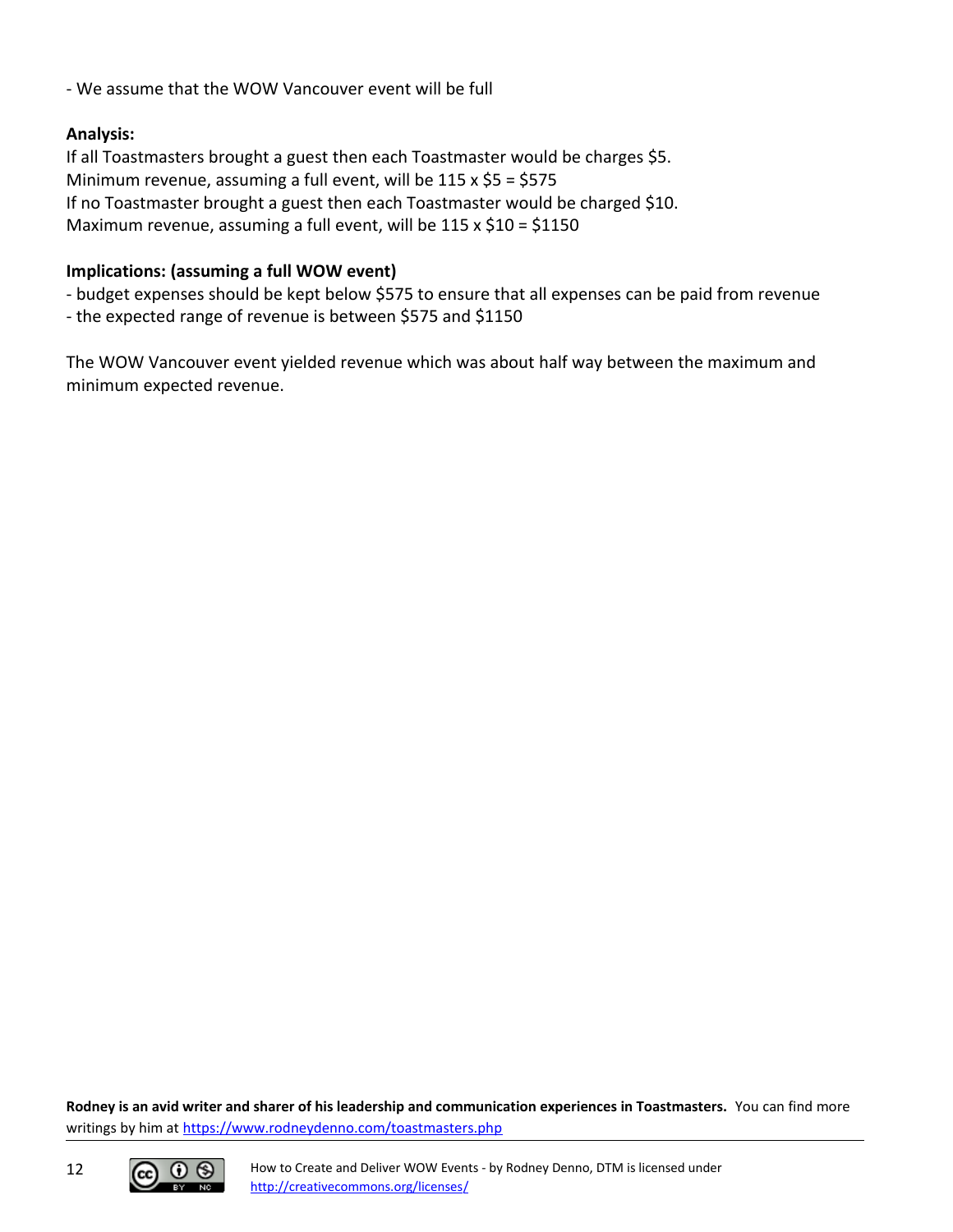- We assume that the WOW Vancouver event will be full

**Analysis:**
If all Toastmasters brought a guest then each Toastmaster would be charges $5.
Minimum revenue, assuming a full event, will be 115 x $5 = $575
If no Toastmaster brought a guest then each Toastmaster would be charged $10.
Maximum revenue, assuming a full event, will be 115 x $10 = $1150

**Implications: (assuming a full WOW event)**
- budget expenses should be kept below $575 to ensure that all expenses can be paid from revenue
- the expected range of revenue is between $575 and $1150

The WOW Vancouver event yielded revenue which was about half way between the maximum and minimum expected revenue.

**Rodney is an avid writer and sharer of his leadership and communication experiences in Toastmasters.** You can find more writings by him at https://www.rodneydenno.com/toastmasters.php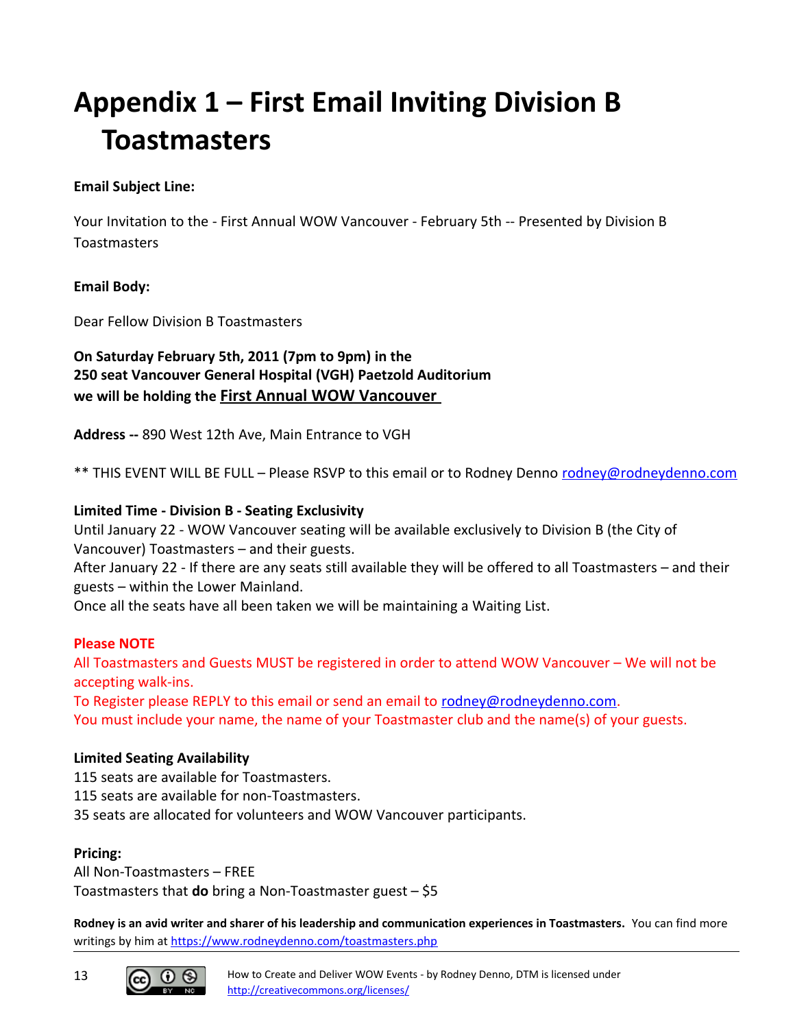# Appendix 1 – First Email Inviting Division B Toastmasters

**Email Subject Line:**

Your Invitation to the - First Annual WOW Vancouver - February 5th -- Presented by Division B Toastmasters

**Email Body:**

Dear Fellow Division B Toastmasters

**On Saturday February 5th, 2011 (7pm to 9pm) in the**
**250 seat Vancouver General Hospital (VGH) Paetzold Auditorium**
**we will be holding the First Annual WOW Vancouver**

**Address --** 890 West 12th Ave, Main Entrance to VGH

** THIS EVENT WILL BE FULL – Please RSVP to this email or to Rodney Denno rodney@rodneydenno.com

**Limited Time - Division B - Seating Exclusivity**
Until January 22 - WOW Vancouver seating will be available exclusively to Division B (the City of Vancouver) Toastmasters – and their guests.
After January 22 - If there are any seats still available they will be offered to all Toastmasters – and their guests – within the Lower Mainland.
Once all the seats have all been taken we will be maintaining a Waiting List.

**Please NOTE**
All Toastmasters and Guests MUST be registered in order to attend WOW Vancouver – We will not be accepting walk-ins.
To Register please REPLY to this email or send an email to rodney@rodneydenno.com.
You must include your name, the name of your Toastmaster club and the name(s) of your guests.

**Limited Seating Availability**
115 seats are available for Toastmasters.
115 seats are available for non-Toastmasters.
35 seats are allocated for volunteers and WOW Vancouver participants.

**Pricing:**
All Non-Toastmasters – FREE
Toastmasters that **do** bring a Non-Toastmaster guest – $5

**Rodney is an avid writer and sharer of his leadership and communication experiences in Toastmasters.** You can find more writings by him at https://www.rodneydenno.com/toastmasters.php

How to Create and Deliver WOW Events - by Rodney Denno, DTM is licensed under http://creativecommons.org/licenses/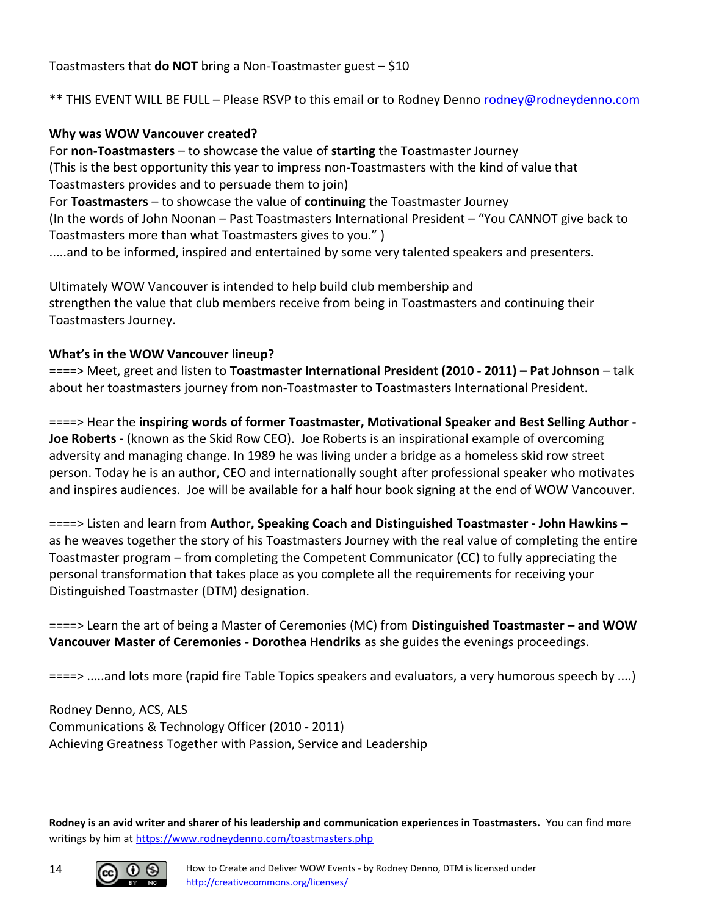Toastmasters that **do NOT** bring a Non-Toastmaster guest – $10

** THIS EVENT WILL BE FULL – Please RSVP to this email or to Rodney Denno rodney@rodneydenno.com

**Why was WOW Vancouver created?**
For **non-Toastmasters** – to showcase the value of **starting** the Toastmaster Journey
(This is the best opportunity this year to impress non-Toastmasters with the kind of value that Toastmasters provides and to persuade them to join)
For **Toastmasters** – to showcase the value of **continuing** the Toastmaster Journey
(In the words of John Noonan – Past Toastmasters International President – "You CANNOT give back to Toastmasters more than what Toastmasters gives to you." )
.....and to be informed, inspired and entertained by some very talented speakers and presenters.

Ultimately WOW Vancouver is intended to help build club membership and strengthen the value that club members receive from being in Toastmasters and continuing their Toastmasters Journey.

**What's in the WOW Vancouver lineup?**
====> Meet, greet and listen to **Toastmaster International President (2010 - 2011) – Pat Johnson** – talk about her toastmasters journey from non-Toastmaster to Toastmasters International President.

====> Hear the **inspiring words of former Toastmaster, Motivational Speaker and Best Selling Author - Joe Roberts** - (known as the Skid Row CEO). Joe Roberts is an inspirational example of overcoming adversity and managing change. In 1989 he was living under a bridge as a homeless skid row street person. Today he is an author, CEO and internationally sought after professional speaker who motivates and inspires audiences. Joe will be available for a half hour book signing at the end of WOW Vancouver.

====> Listen and learn from **Author, Speaking Coach and Distinguished Toastmaster - John Hawkins –** as he weaves together the story of his Toastmasters Journey with the real value of completing the entire Toastmaster program – from completing the Competent Communicator (CC) to fully appreciating the personal transformation that takes place as you complete all the requirements for receiving your Distinguished Toastmaster (DTM) designation.

====> Learn the art of being a Master of Ceremonies (MC) from **Distinguished Toastmaster – and WOW Vancouver Master of Ceremonies - Dorothea Hendriks** as she guides the evenings proceedings.

====> .....and lots more (rapid fire Table Topics speakers and evaluators, a very humorous speech by ....)

Rodney Denno, ACS, ALS
Communications & Technology Officer (2010 - 2011)
Achieving Greatness Together with Passion, Service and Leadership

**Rodney is an avid writer and sharer of his leadership and communication experiences in Toastmasters.** You can find more writings by him at https://www.rodneydenno.com/toastmasters.php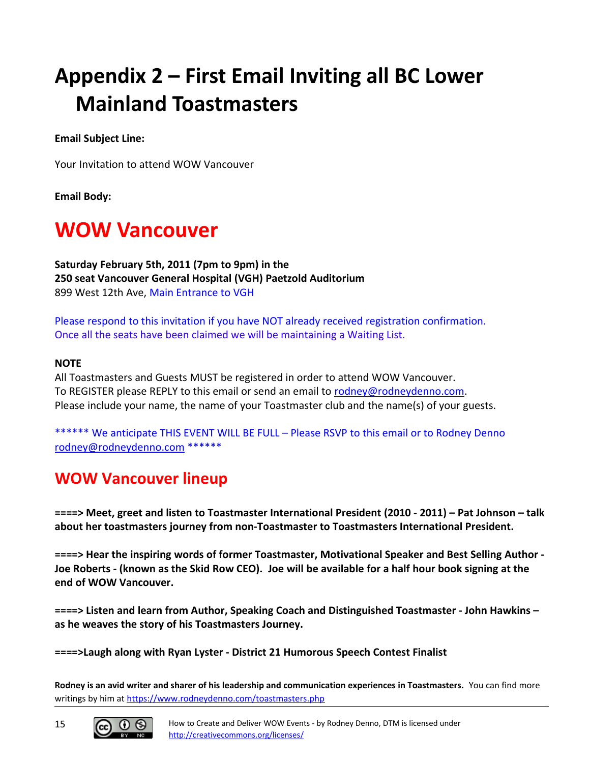# Appendix 2 – First Email Inviting all BC Lower Mainland Toastmasters

**Email Subject Line:**

Your Invitation to attend WOW Vancouver

**Email Body:**

## WOW Vancouver

**Saturday February 5th, 2011 (7pm to 9pm) in the**
**250 seat Vancouver General Hospital (VGH) Paetzold Auditorium**
899 West 12th Ave, Main Entrance to VGH

Please respond to this invitation if you have NOT already received registration confirmation.
Once all the seats have been claimed we will be maintaining a Waiting List.

**NOTE**
All Toastmasters and Guests MUST be registered in order to attend WOW Vancouver.
To REGISTER please REPLY to this email or send an email to rodney@rodneydenno.com.
Please include your name, the name of your Toastmaster club and the name(s) of your guests.

****** We anticipate THIS EVENT WILL BE FULL – Please RSVP to this email or to Rodney Denno rodney@rodneydenno.com ******

### WOW Vancouver lineup

**====> Meet, greet and listen to Toastmaster International President (2010 - 2011) – Pat Johnson – talk about her toastmasters journey from non-Toastmaster to Toastmasters International President.**

**====> Hear the inspiring words of former Toastmaster, Motivational Speaker and Best Selling Author - Joe Roberts - (known as the Skid Row CEO). Joe will be available for a half hour book signing at the end of WOW Vancouver.**

**====> Listen and learn from Author, Speaking Coach and Distinguished Toastmaster - John Hawkins – as he weaves the story of his Toastmasters Journey.**

**====>Laugh along with Ryan Lyster - District 21 Humorous Speech Contest Finalist**

**Rodney is an avid writer and sharer of his leadership and communication experiences in Toastmasters.** You can find more writings by him at https://www.rodneydenno.com/toastmasters.php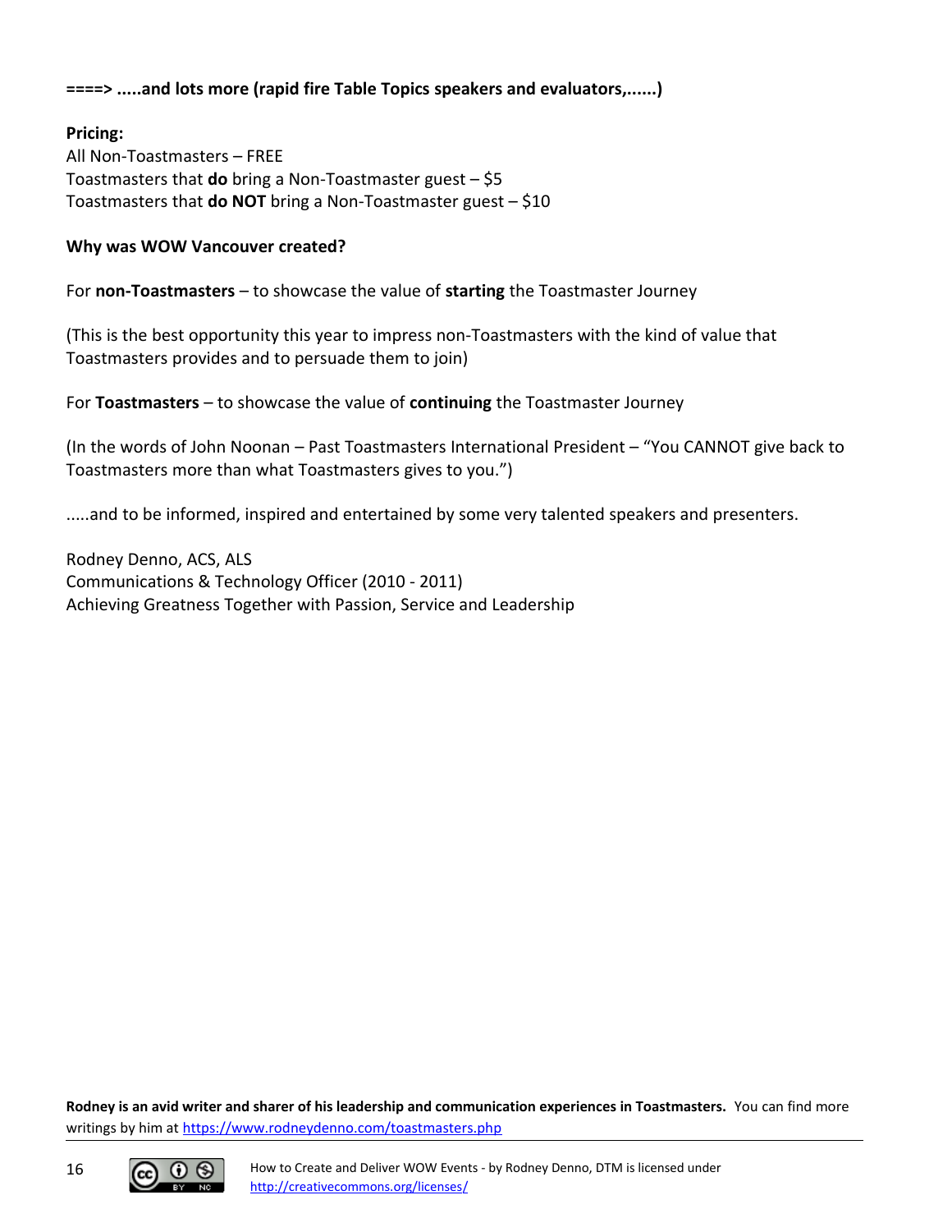**====> .....and lots more (rapid fire Table Topics speakers and evaluators,......)**

**Pricing:**
All Non-Toastmasters – FREE
Toastmasters that **do** bring a Non-Toastmaster guest – $5
Toastmasters that **do NOT** bring a Non-Toastmaster guest – $10

**Why was WOW Vancouver created?**

For **non-Toastmasters** – to showcase the value of **starting** the Toastmaster Journey

(This is the best opportunity this year to impress non-Toastmasters with the kind of value that Toastmasters provides and to persuade them to join)

For **Toastmasters** – to showcase the value of **continuing** the Toastmaster Journey

(In the words of John Noonan – Past Toastmasters International President – "You CANNOT give back to Toastmasters more than what Toastmasters gives to you.")

.....and to be informed, inspired and entertained by some very talented speakers and presenters.

Rodney Denno, ACS, ALS
Communications & Technology Officer (2010 - 2011)
Achieving Greatness Together with Passion, Service and Leadership

**Rodney is an avid writer and sharer of his leadership and communication experiences in Toastmasters.** You can find more writings by him at https://www.rodneydenno.com/toastmasters.php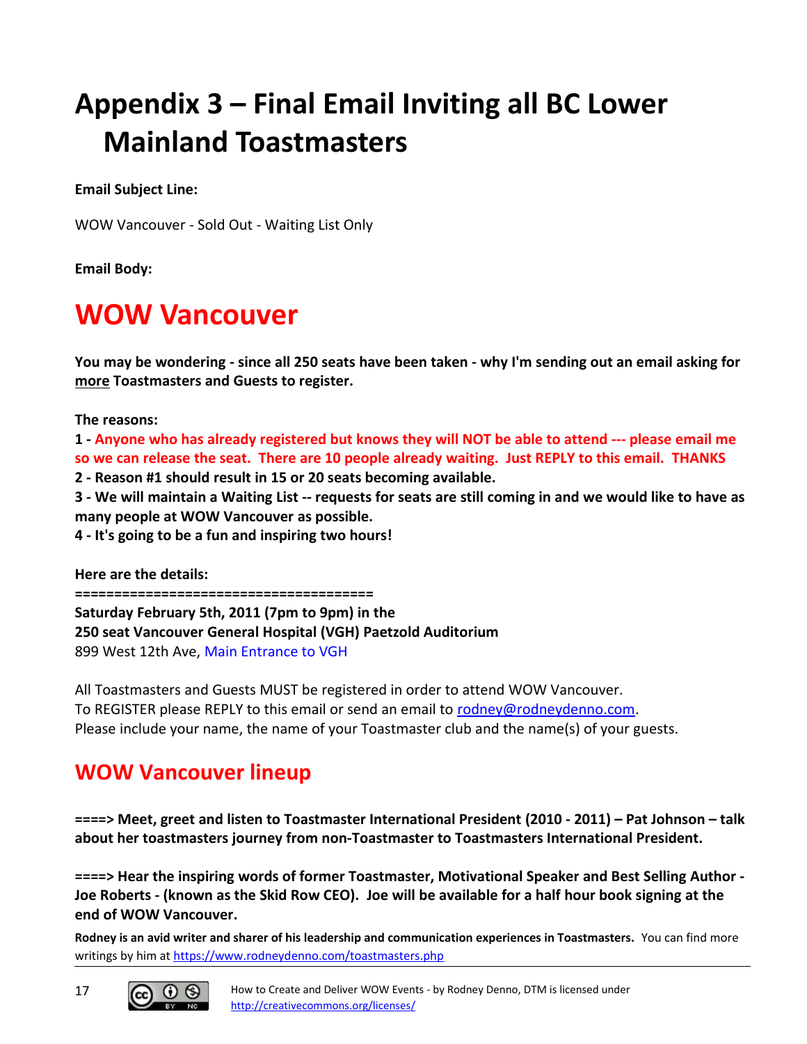# Appendix 3 – Final Email Inviting all BC Lower Mainland Toastmasters

**Email Subject Line:**

WOW Vancouver - Sold Out - Waiting List Only

**Email Body:**

# WOW Vancouver

**You may be wondering - since all 250 seats have been taken - why I'm sending out an email asking for <u>more</u> Toastmasters and Guests to register.**

**The reasons:**

**1 - Anyone who has already registered but knows they will NOT be able to attend --- please email me so we can release the seat. There are 10 people already waiting. Just REPLY to this email. THANKS**

**2 - Reason #1 should result in 15 or 20 seats becoming available.**

**3 - We will maintain a Waiting List -- requests for seats are still coming in and we would like to have as many people at WOW Vancouver as possible.**

**4 - It's going to be a fun and inspiring two hours!**

**Here are the details:**

**=====================================**

**Saturday February 5th, 2011 (7pm to 9pm) in the**

**250 seat Vancouver General Hospital (VGH) Paetzold Auditorium**

899 West 12th Ave, Main Entrance to VGH

All Toastmasters and Guests MUST be registered in order to attend WOW Vancouver.
To REGISTER please REPLY to this email or send an email to rodney@rodneydenno.com.
Please include your name, the name of your Toastmaster club and the name(s) of your guests.

## WOW Vancouver lineup

**====> Meet, greet and listen to Toastmaster International President (2010 - 2011) – Pat Johnson – talk about her toastmasters journey from non-Toastmaster to Toastmasters International President.**

**====> Hear the inspiring words of former Toastmaster, Motivational Speaker and Best Selling Author - Joe Roberts - (known as the Skid Row CEO). Joe will be available for a half hour book signing at the end of WOW Vancouver.**

**Rodney is an avid writer and sharer of his leadership and communication experiences in Toastmasters.** You can find more writings by him at https://www.rodneydenno.com/toastmasters.php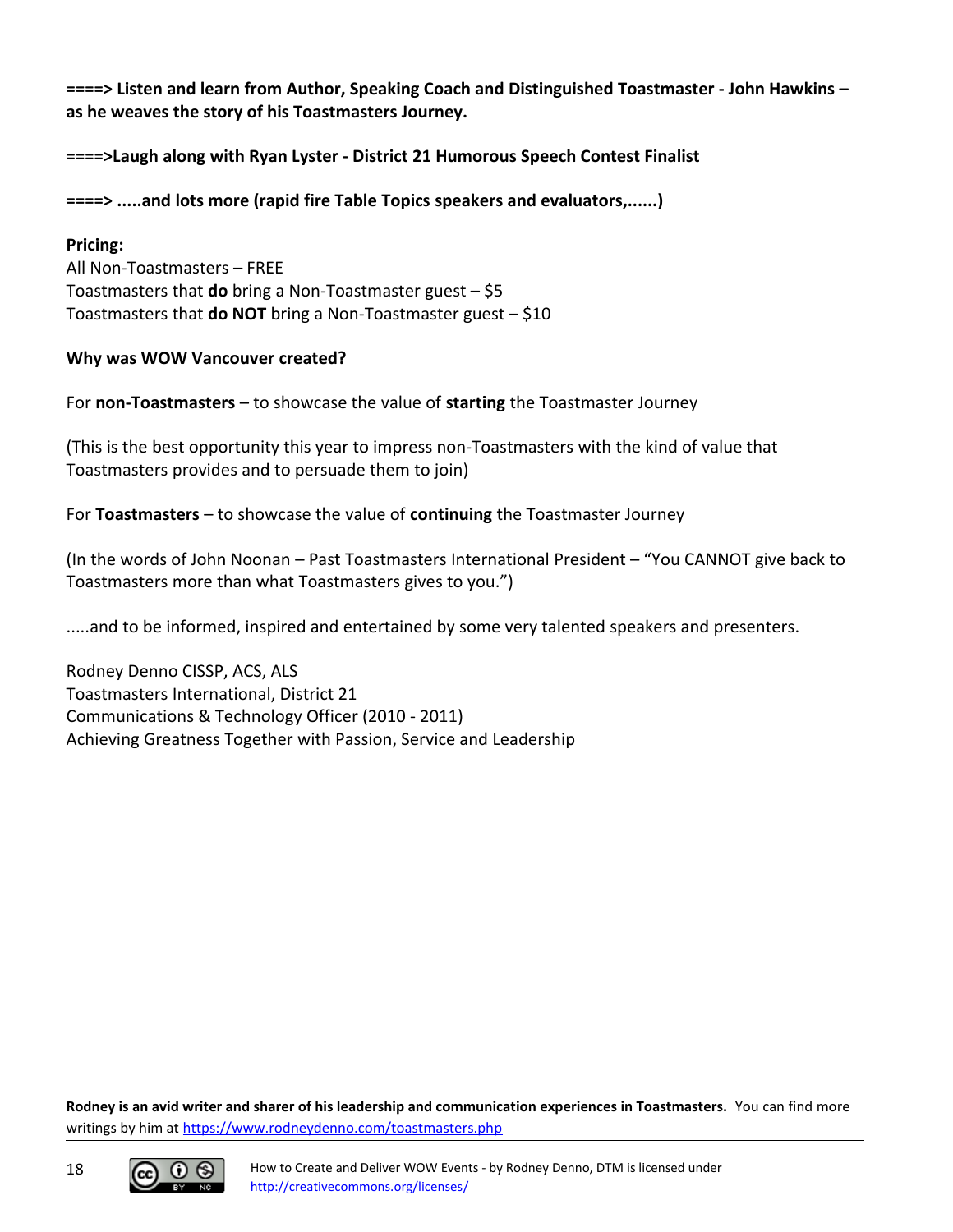**====> Listen and learn from Author, Speaking Coach and Distinguished Toastmaster - John Hawkins – as he weaves the story of his Toastmasters Journey.**

**====>Laugh along with Ryan Lyster - District 21 Humorous Speech Contest Finalist**

**====> .....and lots more (rapid fire Table Topics speakers and evaluators,......)**

**Pricing:**
All Non-Toastmasters – FREE
Toastmasters that **do** bring a Non-Toastmaster guest – $5
Toastmasters that **do NOT** bring a Non-Toastmaster guest – $10

**Why was WOW Vancouver created?**

For **non-Toastmasters** – to showcase the value of **starting** the Toastmaster Journey

(This is the best opportunity this year to impress non-Toastmasters with the kind of value that Toastmasters provides and to persuade them to join)

For **Toastmasters** – to showcase the value of **continuing** the Toastmaster Journey

(In the words of John Noonan – Past Toastmasters International President – "You CANNOT give back to Toastmasters more than what Toastmasters gives to you.")

.....and to be informed, inspired and entertained by some very talented speakers and presenters.

Rodney Denno CISSP, ACS, ALS
Toastmasters International, District 21
Communications & Technology Officer (2010 - 2011)
Achieving Greatness Together with Passion, Service and Leadership

**Rodney is an avid writer and sharer of his leadership and communication experiences in Toastmasters.** You can find more writings by him at https://www.rodneydenno.com/toastmasters.php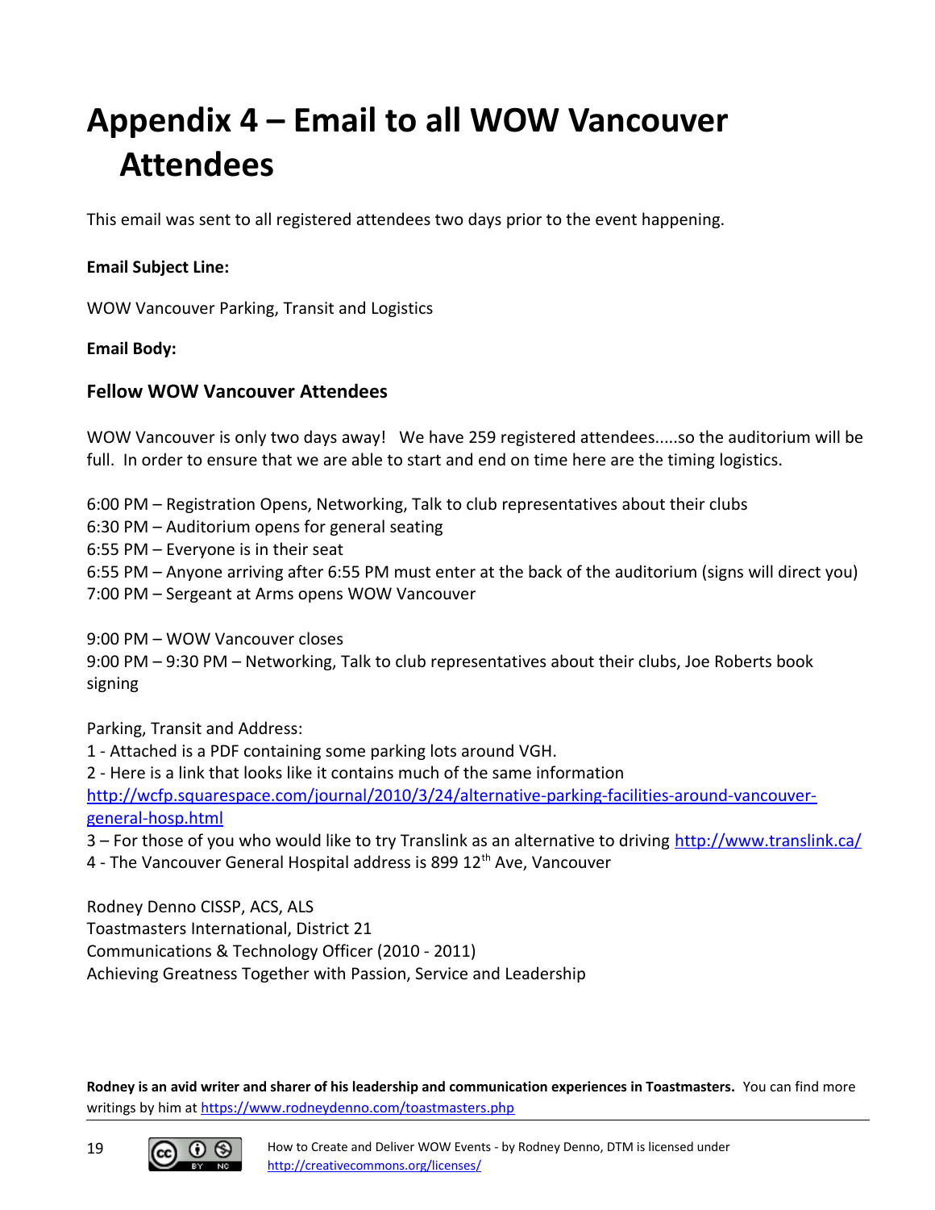# Appendix 4 – Email to all WOW Vancouver Attendees

This email was sent to all registered attendees two days prior to the event happening.

**Email Subject Line:**

WOW Vancouver Parking, Transit and Logistics

**Email Body:**

### Fellow WOW Vancouver Attendees

WOW Vancouver is only two days away! We have 259 registered attendees.....so the auditorium will be full. In order to ensure that we are able to start and end on time here are the timing logistics.

6:00 PM – Registration Opens, Networking, Talk to club representatives about their clubs
6:30 PM – Auditorium opens for general seating
6:55 PM – Everyone is in their seat
6:55 PM – Anyone arriving after 6:55 PM must enter at the back of the auditorium (signs will direct you)
7:00 PM – Sergeant at Arms opens WOW Vancouver

9:00 PM – WOW Vancouver closes
9:00 PM – 9:30 PM – Networking, Talk to club representatives about their clubs, Joe Roberts book signing

Parking, Transit and Address:
1 - Attached is a PDF containing some parking lots around VGH.
2 - Here is a link that looks like it contains much of the same information http://wcfp.squarespace.com/journal/2010/3/24/alternative-parking-facilities-around-vancouver-general-hosp.html
3 – For those of you who would like to try Translink as an alternative to driving http://www.translink.ca/
4 - The Vancouver General Hospital address is 899 12th Ave, Vancouver

Rodney Denno CISSP, ACS, ALS
Toastmasters International, District 21
Communications & Technology Officer (2010 - 2011)
Achieving Greatness Together with Passion, Service and Leadership

**Rodney is an avid writer and sharer of his leadership and communication experiences in Toastmasters.** You can find more writings by him at https://www.rodneydenno.com/toastmasters.php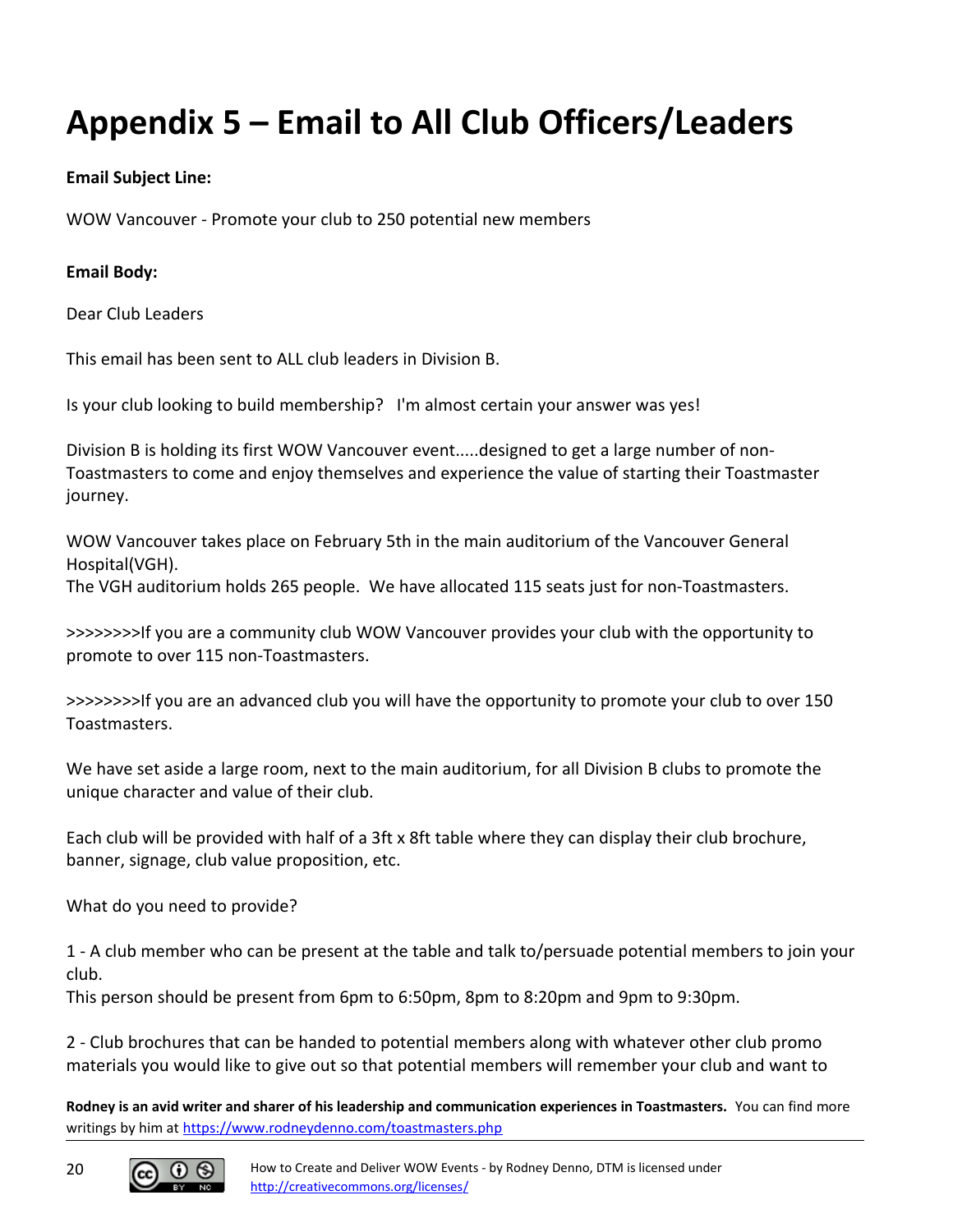# Appendix 5 – Email to All Club Officers/Leaders

**Email Subject Line:**

WOW Vancouver - Promote your club to 250 potential new members

**Email Body:**

Dear Club Leaders

This email has been sent to ALL club leaders in Division B.

Is your club looking to build membership?   I'm almost certain your answer was yes!

Division B is holding its first WOW Vancouver event.....designed to get a large number of non-Toastmasters to come and enjoy themselves and experience the value of starting their Toastmaster journey.

WOW Vancouver takes place on February 5th in the main auditorium of the Vancouver General Hospital(VGH).
The VGH auditorium holds 265 people.  We have allocated 115 seats just for non-Toastmasters.

>>>>>>>>If you are a community club WOW Vancouver provides your club with the opportunity to promote to over 115 non-Toastmasters.

>>>>>>>>If you are an advanced club you will have the opportunity to promote your club to over 150 Toastmasters.

We have set aside a large room, next to the main auditorium, for all Division B clubs to promote the unique character and value of their club.

Each club will be provided with half of a 3ft x 8ft table where they can display their club brochure, banner, signage, club value proposition, etc.

What do you need to provide?

1 - A club member who can be present at the table and talk to/persuade potential members to join your club.
This person should be present from 6pm to 6:50pm, 8pm to 8:20pm and 9pm to 9:30pm.

2 - Club brochures that can be handed to potential members along with whatever other club promo materials you would like to give out so that potential members will remember your club and want to

**Rodney is an avid writer and sharer of his leadership and communication experiences in Toastmasters.** You can find more writings by him at https://www.rodneydenno.com/toastmasters.php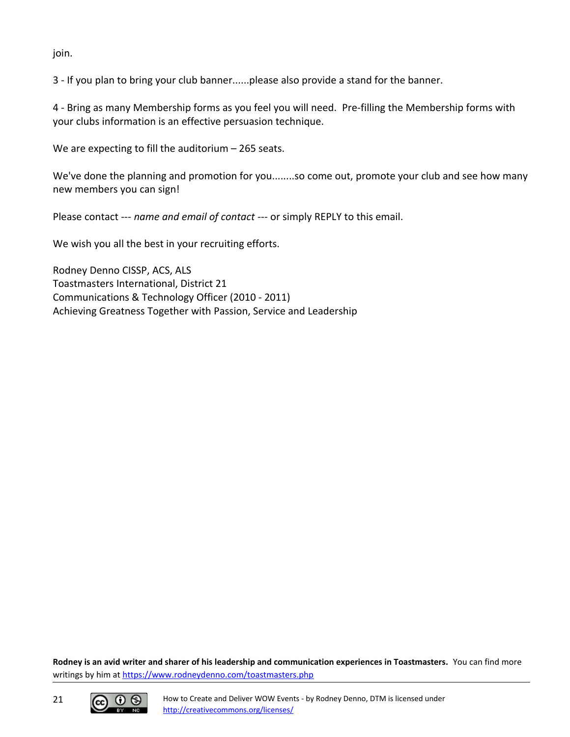join.

3 - If you plan to bring your club banner......please also provide a stand for the banner.

4 - Bring as many Membership forms as you feel you will need. Pre-filling the Membership forms with your clubs information is an effective persuasion technique.

We are expecting to fill the auditorium – 265 seats.

We've done the planning and promotion for you........so come out, promote your club and see how many new members you can sign!

Please contact --- *name and email of contact* --- or simply REPLY to this email.

We wish you all the best in your recruiting efforts.

Rodney Denno CISSP, ACS, ALS
Toastmasters International, District 21
Communications & Technology Officer (2010 - 2011)
Achieving Greatness Together with Passion, Service and Leadership

**Rodney is an avid writer and sharer of his leadership and communication experiences in Toastmasters.** You can find more writings by him at https://www.rodneydenno.com/toastmasters.php

How to Create and Deliver WOW Events - by Rodney Denno, DTM is licensed under http://creativecommons.org/licenses/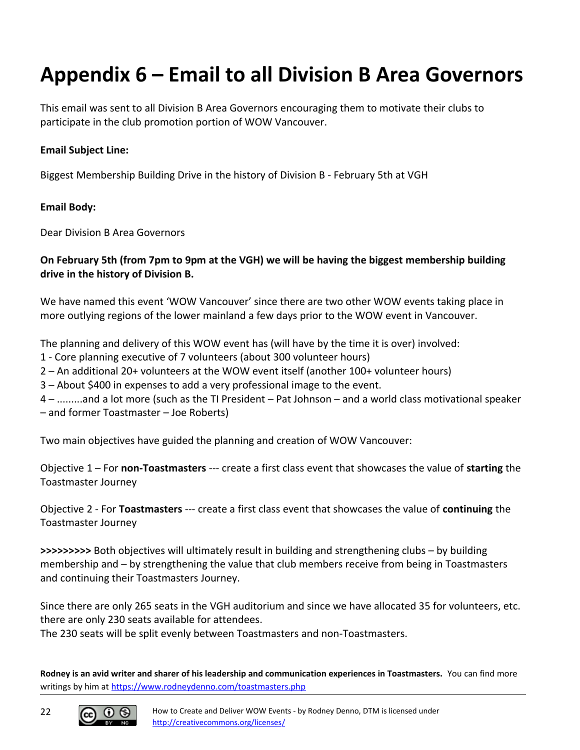# Appendix 6 – Email to all Division B Area Governors

This email was sent to all Division B Area Governors encouraging them to motivate their clubs to participate in the club promotion portion of WOW Vancouver.

**Email Subject Line:**

Biggest Membership Building Drive in the history of Division B - February 5th at VGH

**Email Body:**

Dear Division B Area Governors

**On February 5th (from 7pm to 9pm at the VGH) we will be having the biggest membership building drive in the history of Division B.**

We have named this event 'WOW Vancouver' since there are two other WOW events taking place in more outlying regions of the lower mainland a few days prior to the WOW event in Vancouver.

The planning and delivery of this WOW event has (will have by the time it is over) involved:
1 - Core planning executive of 7 volunteers (about 300 volunteer hours)
2 – An additional 20+ volunteers at the WOW event itself (another 100+ volunteer hours)
3 – About $400 in expenses to add a very professional image to the event.
4 – .........and a lot more (such as the TI President – Pat Johnson – and a world class motivational speaker – and former Toastmaster – Joe Roberts)

Two main objectives have guided the planning and creation of WOW Vancouver:

Objective 1 – For **non-Toastmasters** --- create a first class event that showcases the value of **starting** the Toastmaster Journey

Objective 2 - For **Toastmasters** --- create a first class event that showcases the value of **continuing** the Toastmaster Journey

**>>>>>>>>>** Both objectives will ultimately result in building and strengthening clubs – by building membership and – by strengthening the value that club members receive from being in Toastmasters and continuing their Toastmasters Journey.

Since there are only 265 seats in the VGH auditorium and since we have allocated 35 for volunteers, etc. there are only 230 seats available for attendees.
The 230 seats will be split evenly between Toastmasters and non-Toastmasters.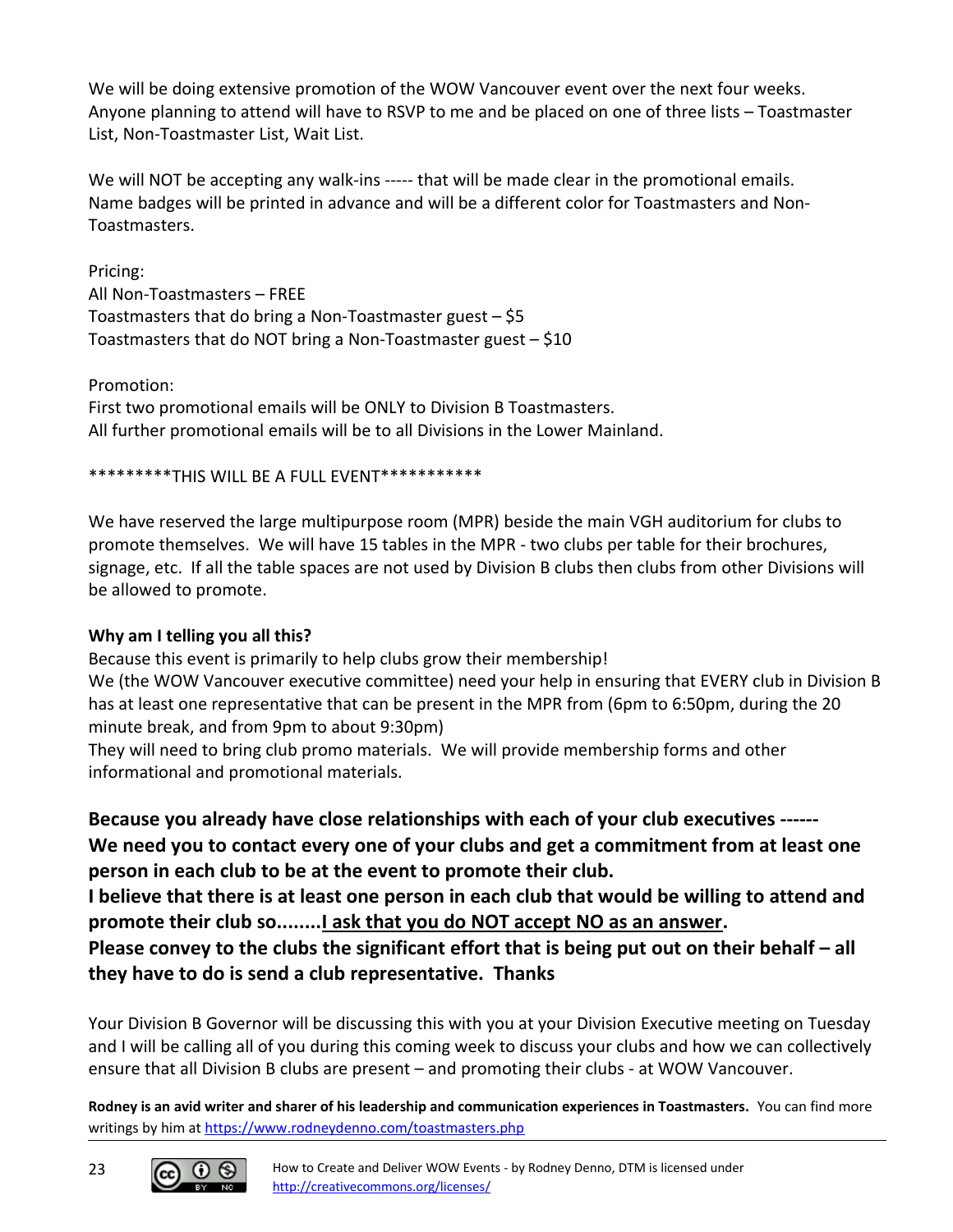We will be doing extensive promotion of the WOW Vancouver event over the next four weeks. Anyone planning to attend will have to RSVP to me and be placed on one of three lists – Toastmaster List, Non-Toastmaster List, Wait List.

We will NOT be accepting any walk-ins ----- that will be made clear in the promotional emails. Name badges will be printed in advance and will be a different color for Toastmasters and Non-Toastmasters.

Pricing:
All Non-Toastmasters – FREE
Toastmasters that do bring a Non-Toastmaster guest – $5
Toastmasters that do NOT bring a Non-Toastmaster guest – $10

Promotion:
First two promotional emails will be ONLY to Division B Toastmasters.
All further promotional emails will be to all Divisions in the Lower Mainland.

*********THIS WILL BE A FULL EVENT***********

We have reserved the large multipurpose room (MPR) beside the main VGH auditorium for clubs to promote themselves. We will have 15 tables in the MPR - two clubs per table for their brochures, signage, etc. If all the table spaces are not used by Division B clubs then clubs from other Divisions will be allowed to promote.

**Why am I telling you all this?**
Because this event is primarily to help clubs grow their membership!
We (the WOW Vancouver executive committee) need your help in ensuring that EVERY club in Division B has at least one representative that can be present in the MPR from (6pm to 6:50pm, during the 20 minute break, and from 9pm to about 9:30pm)
They will need to bring club promo materials. We will provide membership forms and other informational and promotional materials.

**Because you already have close relationships with each of your club executives ------**
**We need you to contact every one of your clubs and get a commitment from at least one person in each club to be at the event to promote their club.**
**I believe that there is at least one person in each club that would be willing to attend and promote their club so........<u>I ask that you do NOT accept NO as an answer</u>.**
**Please convey to the clubs the significant effort that is being put out on their behalf – all they have to do is send a club representative. Thanks**

Your Division B Governor will be discussing this with you at your Division Executive meeting on Tuesday and I will be calling all of you during this coming week to discuss your clubs and how we can collectively ensure that all Division B clubs are present – and promoting their clubs - at WOW Vancouver.

**Rodney is an avid writer and sharer of his leadership and communication experiences in Toastmasters.** You can find more writings by him at https://www.rodneydenno.com/toastmasters.php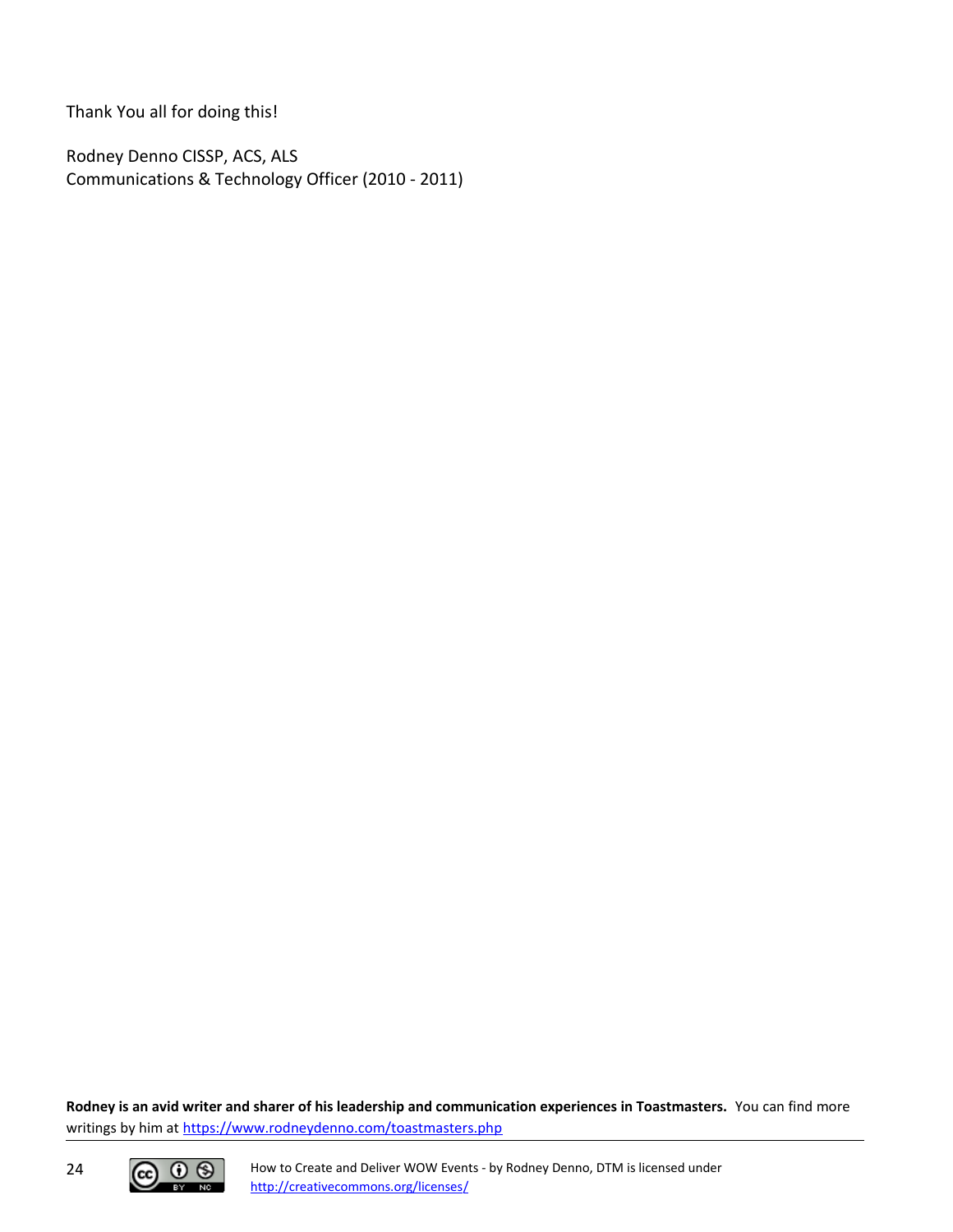Thank You all for doing this!

Rodney Denno CISSP, ACS, ALS
Communications & Technology Officer (2010 - 2011)

**Rodney is an avid writer and sharer of his leadership and communication experiences in Toastmasters.** You can find more writings by him at https://www.rodneydenno.com/toastmasters.php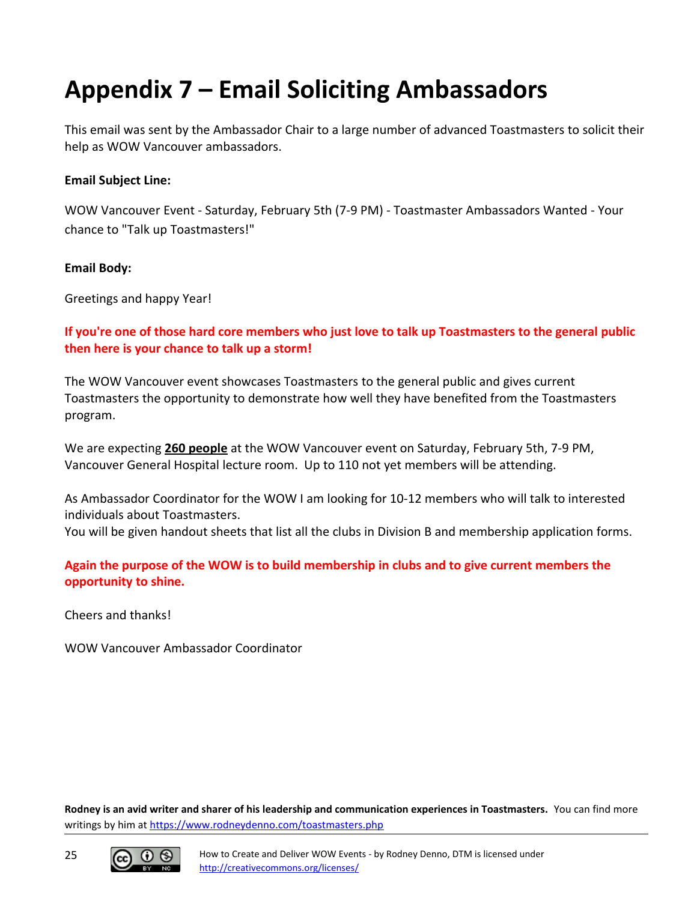# Appendix 7 – Email Soliciting Ambassadors

This email was sent by the Ambassador Chair to a large number of advanced Toastmasters to solicit their help as WOW Vancouver ambassadors.

**Email Subject Line:**

WOW Vancouver Event - Saturday, February 5th (7-9 PM) - Toastmaster Ambassadors Wanted - Your chance to "Talk up Toastmasters!"

**Email Body:**

Greetings and happy Year!

**If you're one of those hard core members who just love to talk up Toastmasters to the general public then here is your chance to talk up a storm!**

The WOW Vancouver event showcases Toastmasters to the general public and gives current Toastmasters the opportunity to demonstrate how well they have benefited from the Toastmasters program.

We are expecting **260 people** at the WOW Vancouver event on Saturday, February 5th, 7-9 PM, Vancouver General Hospital lecture room. Up to 110 not yet members will be attending.

As Ambassador Coordinator for the WOW I am looking for 10-12 members who will talk to interested individuals about Toastmasters.
You will be given handout sheets that list all the clubs in Division B and membership application forms.

**Again the purpose of the WOW is to build membership in clubs and to give current members the opportunity to shine.**

Cheers and thanks!

WOW Vancouver Ambassador Coordinator

**Rodney is an avid writer and sharer of his leadership and communication experiences in Toastmasters.** You can find more writings by him at https://www.rodneydenno.com/toastmasters.php

How to Create and Deliver WOW Events - by Rodney Denno, DTM is licensed under http://creativecommons.org/licenses/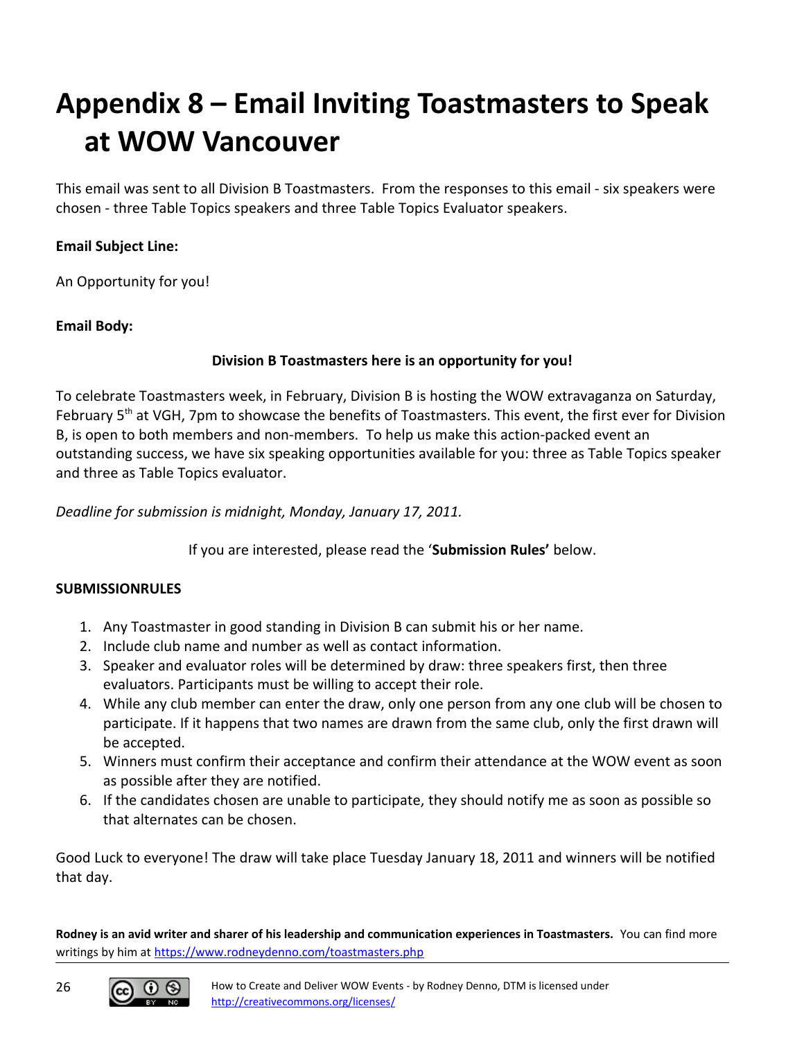# Appendix 8 – Email Inviting Toastmasters to Speak at WOW Vancouver

This email was sent to all Division B Toastmasters. From the responses to this email - six speakers were chosen - three Table Topics speakers and three Table Topics Evaluator speakers.

**Email Subject Line:**

An Opportunity for you!

**Email Body:**

**Division B Toastmasters here is an opportunity for you!**

To celebrate Toastmasters week, in February, Division B is hosting the WOW extravaganza on Saturday, February 5th at VGH, 7pm to showcase the benefits of Toastmasters. This event, the first ever for Division B, is open to both members and non-members. To help us make this action-packed event an outstanding success, we have six speaking opportunities available for you: three as Table Topics speaker and three as Table Topics evaluator.

*Deadline for submission is midnight, Monday, January 17, 2011.*

If you are interested, please read the '**Submission Rules'** below.

**SUBMISSIONRULES**

1. Any Toastmaster in good standing in Division B can submit his or her name.
2. Include club name and number as well as contact information.
3. Speaker and evaluator roles will be determined by draw: three speakers first, then three evaluators. Participants must be willing to accept their role.
4. While any club member can enter the draw, only one person from any one club will be chosen to participate. If it happens that two names are drawn from the same club, only the first drawn will be accepted.
5. Winners must confirm their acceptance and confirm their attendance at the WOW event as soon as possible after they are notified.
6. If the candidates chosen are unable to participate, they should notify me as soon as possible so that alternates can be chosen.

Good Luck to everyone! The draw will take place Tuesday January 18, 2011 and winners will be notified that day.

**Rodney is an avid writer and sharer of his leadership and communication experiences in Toastmasters.** You can find more writings by him at https://www.rodneydenno.com/toastmasters.php

How to Create and Deliver WOW Events - by Rodney Denno, DTM is licensed under http://creativecommons.org/licenses/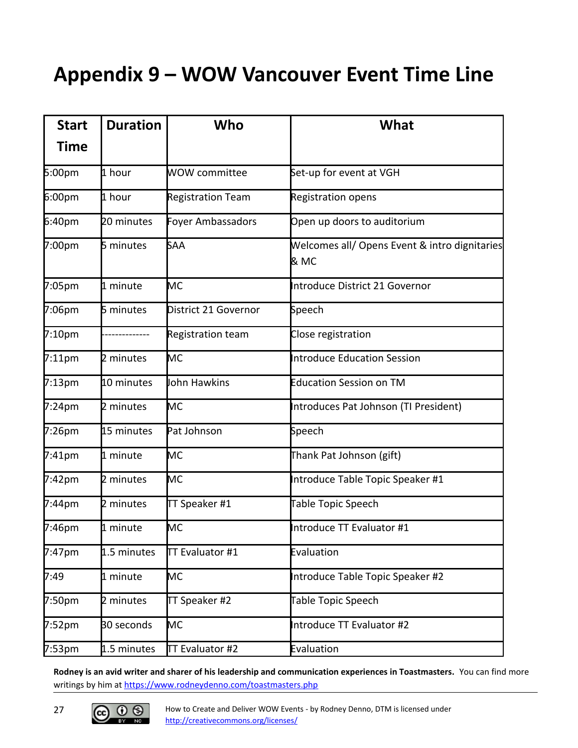# Appendix 9 – WOW Vancouver Event Time Line

| Start Time | Duration | Who | What |
|---|---|---|---|
| 5:00pm | 1 hour | WOW committee | Set-up for event at VGH |
| 6:00pm | 1 hour | Registration Team | Registration opens |
| 6:40pm | 20 minutes | Foyer Ambassadors | Open up doors to auditorium |
| 7:00pm | 5 minutes | SAA | Welcomes all/ Opens Event & intro dignitaries & MC |
| 7:05pm | 1 minute | MC | Introduce District 21 Governor |
| 7:06pm | 5 minutes | District 21 Governor | Speech |
| 7:10pm | ------------- | Registration team | Close registration |
| 7:11pm | 2 minutes | MC | Introduce Education Session |
| 7:13pm | 10 minutes | John Hawkins | Education Session on TM |
| 7:24pm | 2 minutes | MC | Introduces Pat Johnson (TI President) |
| 7:26pm | 15 minutes | Pat Johnson | Speech |
| 7:41pm | 1 minute | MC | Thank Pat Johnson (gift) |
| 7:42pm | 2 minutes | MC | Introduce Table Topic Speaker #1 |
| 7:44pm | 2 minutes | TT Speaker #1 | Table Topic Speech |
| 7:46pm | 1 minute | MC | Introduce TT Evaluator #1 |
| 7:47pm | 1.5 minutes | TT Evaluator #1 | Evaluation |
| 7:49 | 1 minute | MC | Introduce Table Topic Speaker #2 |
| 7:50pm | 2 minutes | TT Speaker #2 | Table Topic Speech |
| 7:52pm | 30 seconds | MC | Introduce TT Evaluator #2 |
| 7:53pm | 1.5 minutes | TT Evaluator #2 | Evaluation |

**Rodney is an avid writer and sharer of his leadership and communication experiences in Toastmasters.** You can find more writings by him at https://www.rodneydenno.com/toastmasters.php

How to Create and Deliver WOW Events - by Rodney Denno, DTM is licensed under http://creativecommons.org/licenses/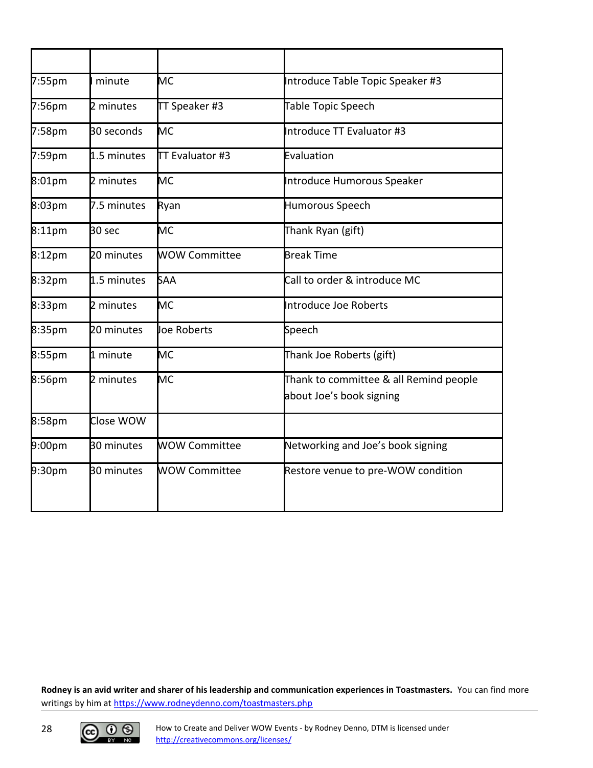| | | | |
|---|---|---|---|
| 7:55pm | I minute | MC | Introduce Table Topic Speaker #3 |
| 7:56pm | 2 minutes | TT Speaker #3 | Table Topic Speech |
| 7:58pm | 30 seconds | MC | Introduce TT Evaluator #3 |
| 7:59pm | 1.5 minutes | TT Evaluator #3 | Evaluation |
| 8:01pm | 2 minutes | MC | Introduce Humorous Speaker |
| 8:03pm | 7.5 minutes | Ryan | Humorous Speech |
| 8:11pm | 30 sec | MC | Thank Ryan (gift) |
| 8:12pm | 20 minutes | WOW Committee | Break Time |
| 8:32pm | 1.5 minutes | SAA | Call to order & introduce MC |
| 8:33pm | 2 minutes | MC | Introduce Joe Roberts |
| 8:35pm | 20 minutes | Joe Roberts | Speech |
| 8:55pm | 1 minute | MC | Thank Joe Roberts (gift) |
| 8:56pm | 2 minutes | MC | Thank to committee & all Remind people about Joe's book signing |
| 8:58pm | Close WOW | | |
| 9:00pm | 30 minutes | WOW Committee | Networking and Joe's book signing |
| 9:30pm | 30 minutes | WOW Committee | Restore venue to pre-WOW condition |

**Rodney is an avid writer and sharer of his leadership and communication experiences in Toastmasters.** You can find more writings by him at https://www.rodneydenno.com/toastmasters.php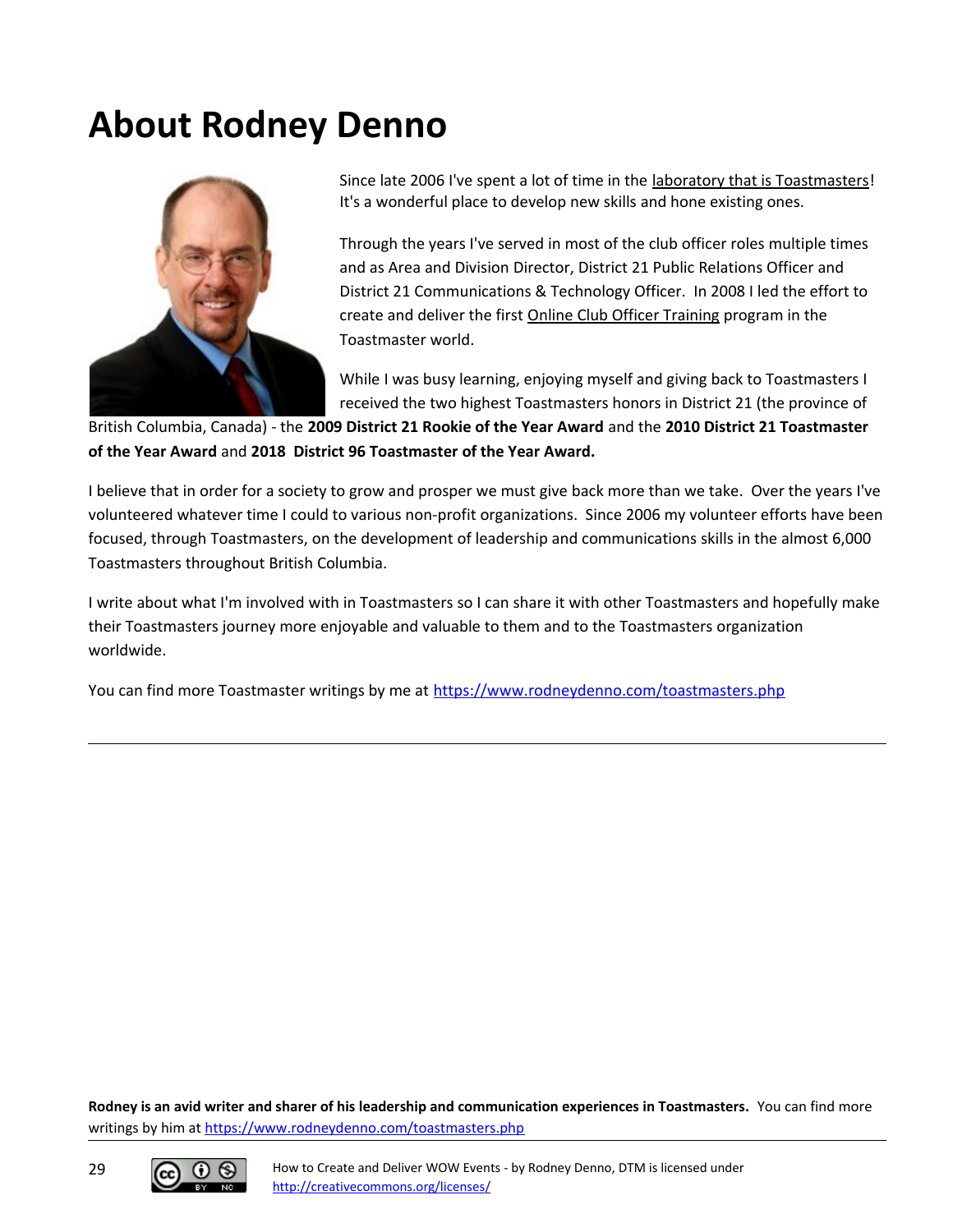# About Rodney Denno

Since late 2006 I've spent a lot of time in the laboratory that is Toastmasters! It's a wonderful place to develop new skills and hone existing ones.

Through the years I've served in most of the club officer roles multiple times and as Area and Division Director, District 21 Public Relations Officer and District 21 Communications & Technology Officer. In 2008 I led the effort to create and deliver the first Online Club Officer Training program in the Toastmaster world.

While I was busy learning, enjoying myself and giving back to Toastmasters I received the two highest Toastmasters honors in District 21 (the province of British Columbia, Canada) - the **2009 District 21 Rookie of the Year Award** and the **2010 District 21 Toastmaster of the Year Award** and **2018 District 96 Toastmaster of the Year Award.**

I believe that in order for a society to grow and prosper we must give back more than we take. Over the years I've volunteered whatever time I could to various non-profit organizations. Since 2006 my volunteer efforts have been focused, through Toastmasters, on the development of leadership and communications skills in the almost 6,000 Toastmasters throughout British Columbia.

I write about what I'm involved with in Toastmasters so I can share it with other Toastmasters and hopefully make their Toastmasters journey more enjoyable and valuable to them and to the Toastmasters organization worldwide.

You can find more Toastmaster writings by me at https://www.rodneydenno.com/toastmasters.php

---

**Rodney is an avid writer and sharer of his leadership and communication experiences in Toastmasters.** You can find more writings by him at https://www.rodneydenno.com/toastmasters.php